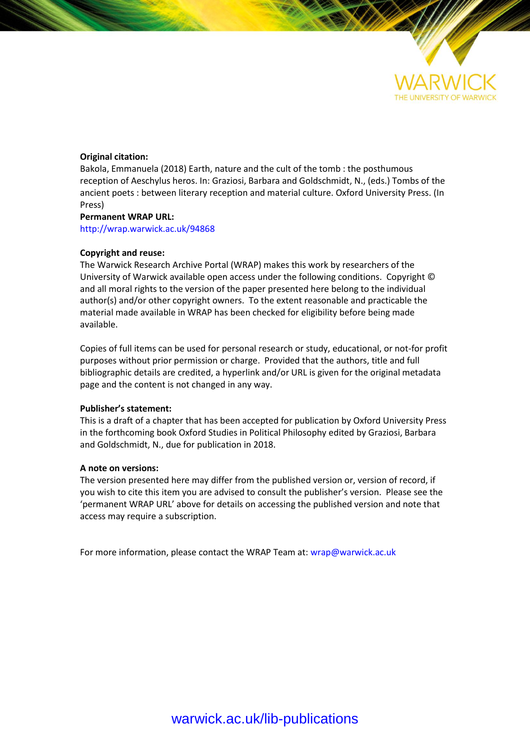**Original citation:**
Bakola, Emmanuela (2018) Earth, nature and the cult of the tomb : the posthumous reception of Aeschylus heros. In: Graziosi, Barbara and Goldschmidt, N., (eds.) Tombs of the ancient poets : between literary reception and material culture. Oxford University Press. (In Press)

**Permanent WRAP URL:**
http://wrap.warwick.ac.uk/94868

**Copyright and reuse:**
The Warwick Research Archive Portal (WRAP) makes this work by researchers of the University of Warwick available open access under the following conditions. Copyright © and all moral rights to the version of the paper presented here belong to the individual author(s) and/or other copyright owners. To the extent reasonable and practicable the material made available in WRAP has been checked for eligibility before being made available.

Copies of full items can be used for personal research or study, educational, or not-for profit purposes without prior permission or charge. Provided that the authors, title and full bibliographic details are credited, a hyperlink and/or URL is given for the original metadata page and the content is not changed in any way.

**Publisher's statement:**
This is a draft of a chapter that has been accepted for publication by Oxford University Press in the forthcoming book Oxford Studies in Political Philosophy edited by Graziosi, Barbara and Goldschmidt, N., due for publication in 2018.

**A note on versions:**
The version presented here may differ from the published version or, version of record, if you wish to cite this item you are advised to consult the publisher's version. Please see the 'permanent WRAP URL' above for details on accessing the published version and note that access may require a subscription.

For more information, please contact the WRAP Team at: wrap@warwick.ac.uk

warwick.ac.uk/lib-publications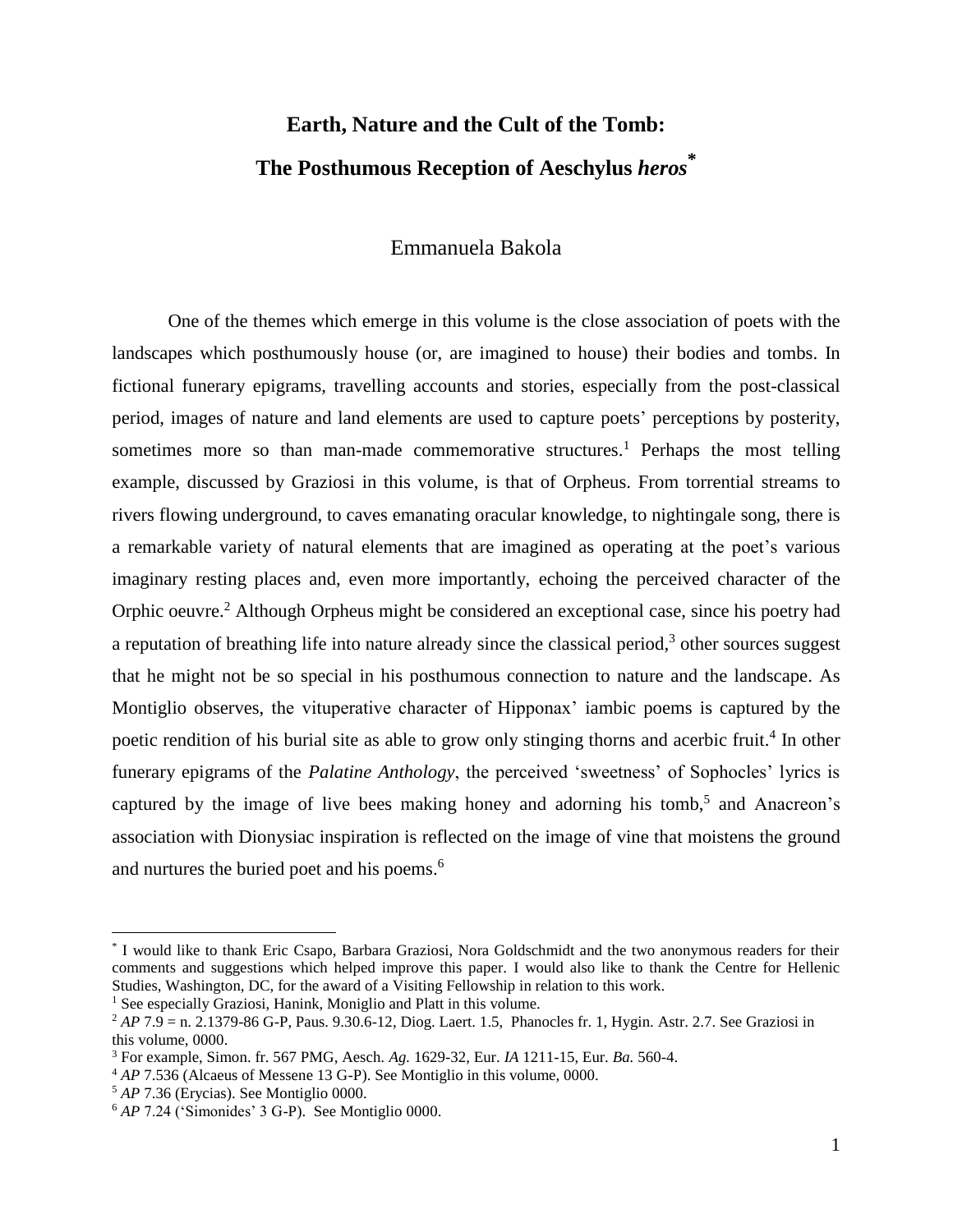# Earth, Nature and the Cult of the Tomb: The Posthumous Reception of Aeschylus *heros*[*]

Emmanuela Bakola

One of the themes which emerge in this volume is the close association of poets with the landscapes which posthumously house (or, are imagined to house) their bodies and tombs. In fictional funerary epigrams, travelling accounts and stories, especially from the post-classical period, images of nature and land elements are used to capture poets' perceptions by posterity, sometimes more so than man-made commemorative structures.[1] Perhaps the most telling example, discussed by Graziosi in this volume, is that of Orpheus. From torrential streams to rivers flowing underground, to caves emanating oracular knowledge, to nightingale song, there is a remarkable variety of natural elements that are imagined as operating at the poet's various imaginary resting places and, even more importantly, echoing the perceived character of the Orphic oeuvre.[2] Although Orpheus might be considered an exceptional case, since his poetry had a reputation of breathing life into nature already since the classical period,[3] other sources suggest that he might not be so special in his posthumous connection to nature and the landscape. As Montiglio observes, the vituperative character of Hipponax' iambic poems is captured by the poetic rendition of his burial site as able to grow only stinging thorns and acerbic fruit.[4] In other funerary epigrams of the *Palatine Anthology*, the perceived 'sweetness' of Sophocles' lyrics is captured by the image of live bees making honey and adorning his tomb,[5] and Anacreon's association with Dionysiac inspiration is reflected on the image of vine that moistens the ground and nurtures the buried poet and his poems.[6]

---

[*] I would like to thank Eric Csapo, Barbara Graziosi, Nora Goldschmidt and the two anonymous readers for their comments and suggestions which helped improve this paper. I would also like to thank the Centre for Hellenic Studies, Washington, DC, for the award of a Visiting Fellowship in relation to this work.

[1] See especially Graziosi, Hanink, Moniglio and Platt in this volume.

[2] *AP* 7.9 = n. 2.1379-86 G-P, Paus. 9.30.6-12, Diog. Laert. 1.5, Phanocles fr. 1, Hygin. Astr. 2.7. See Graziosi in this volume, 0000.

[3] For example, Simon. fr. 567 PMG, Aesch. *Ag.* 1629-32, Eur. *IA* 1211-15, Eur. *Ba.* 560-4.

[4] *AP* 7.536 (Alcaeus of Messene 13 G-P). See Montiglio in this volume, 0000.

[5] *AP* 7.36 (Erycias). See Montiglio 0000.

[6] *AP* 7.24 ('Simonides' 3 G-P). See Montiglio 0000.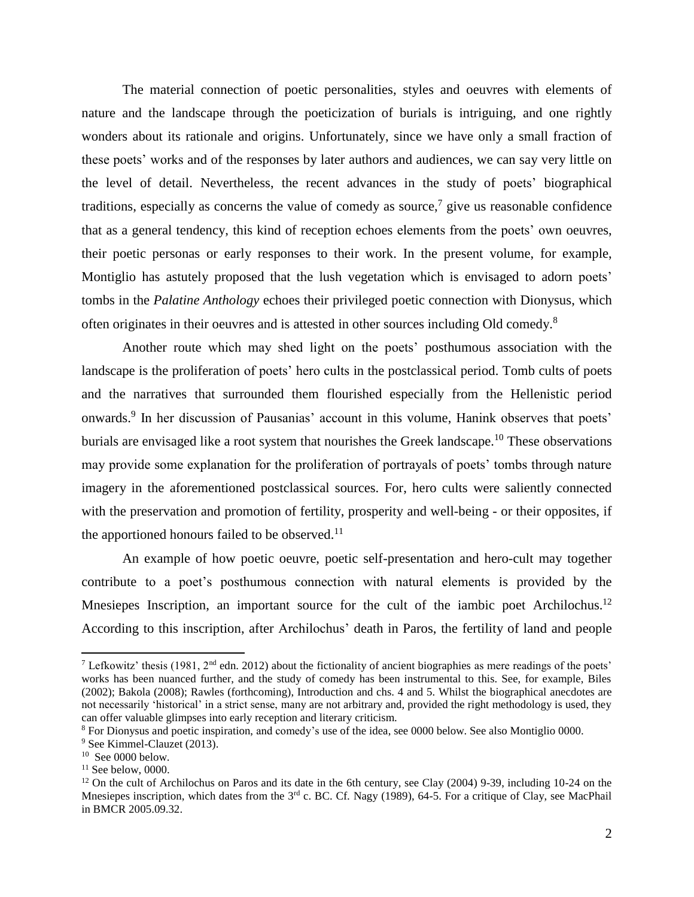The material connection of poetic personalities, styles and oeuvres with elements of nature and the landscape through the poeticization of burials is intriguing, and one rightly wonders about its rationale and origins. Unfortunately, since we have only a small fraction of these poets' works and of the responses by later authors and audiences, we can say very little on the level of detail. Nevertheless, the recent advances in the study of poets' biographical traditions, especially as concerns the value of comedy as source,[7] give us reasonable confidence that as a general tendency, this kind of reception echoes elements from the poets' own oeuvres, their poetic personas or early responses to their work. In the present volume, for example, Montiglio has astutely proposed that the lush vegetation which is envisaged to adorn poets' tombs in the *Palatine Anthology* echoes their privileged poetic connection with Dionysus, which often originates in their oeuvres and is attested in other sources including Old comedy.[8]

Another route which may shed light on the poets' posthumous association with the landscape is the proliferation of poets' hero cults in the postclassical period. Tomb cults of poets and the narratives that surrounded them flourished especially from the Hellenistic period onwards.[9] In her discussion of Pausanias' account in this volume, Hanink observes that poets' burials are envisaged like a root system that nourishes the Greek landscape.[10] These observations may provide some explanation for the proliferation of portrayals of poets' tombs through nature imagery in the aforementioned postclassical sources. For, hero cults were saliently connected with the preservation and promotion of fertility, prosperity and well-being - or their opposites, if the apportioned honours failed to be observed.[11]

An example of how poetic oeuvre, poetic self-presentation and hero-cult may together contribute to a poet's posthumous connection with natural elements is provided by the Mnesiepes Inscription, an important source for the cult of the iambic poet Archilochus.[12] According to this inscription, after Archilochus' death in Paros, the fertility of land and people

---

[7] Lefkowitz' thesis (1981, 2nd edn. 2012) about the fictionality of ancient biographies as mere readings of the poets' works has been nuanced further, and the study of comedy has been instrumental to this. See, for example, Biles (2002); Bakola (2008); Rawles (forthcoming), Introduction and chs. 4 and 5. Whilst the biographical anecdotes are not necessarily 'historical' in a strict sense, many are not arbitrary and, provided the right methodology is used, they can offer valuable glimpses into early reception and literary criticism.

[8] For Dionysus and poetic inspiration, and comedy's use of the idea, see 0000 below. See also Montiglio 0000.

[9] See Kimmel-Clauzet (2013).

[10] See 0000 below.

[11] See below, 0000.

[12] On the cult of Archilochus on Paros and its date in the 6th century, see Clay (2004) 9-39, including 10-24 on the Mnesiepes inscription, which dates from the 3rd c. BC. Cf. Nagy (1989), 64-5. For a critique of Clay, see MacPhail in BMCR 2005.09.32.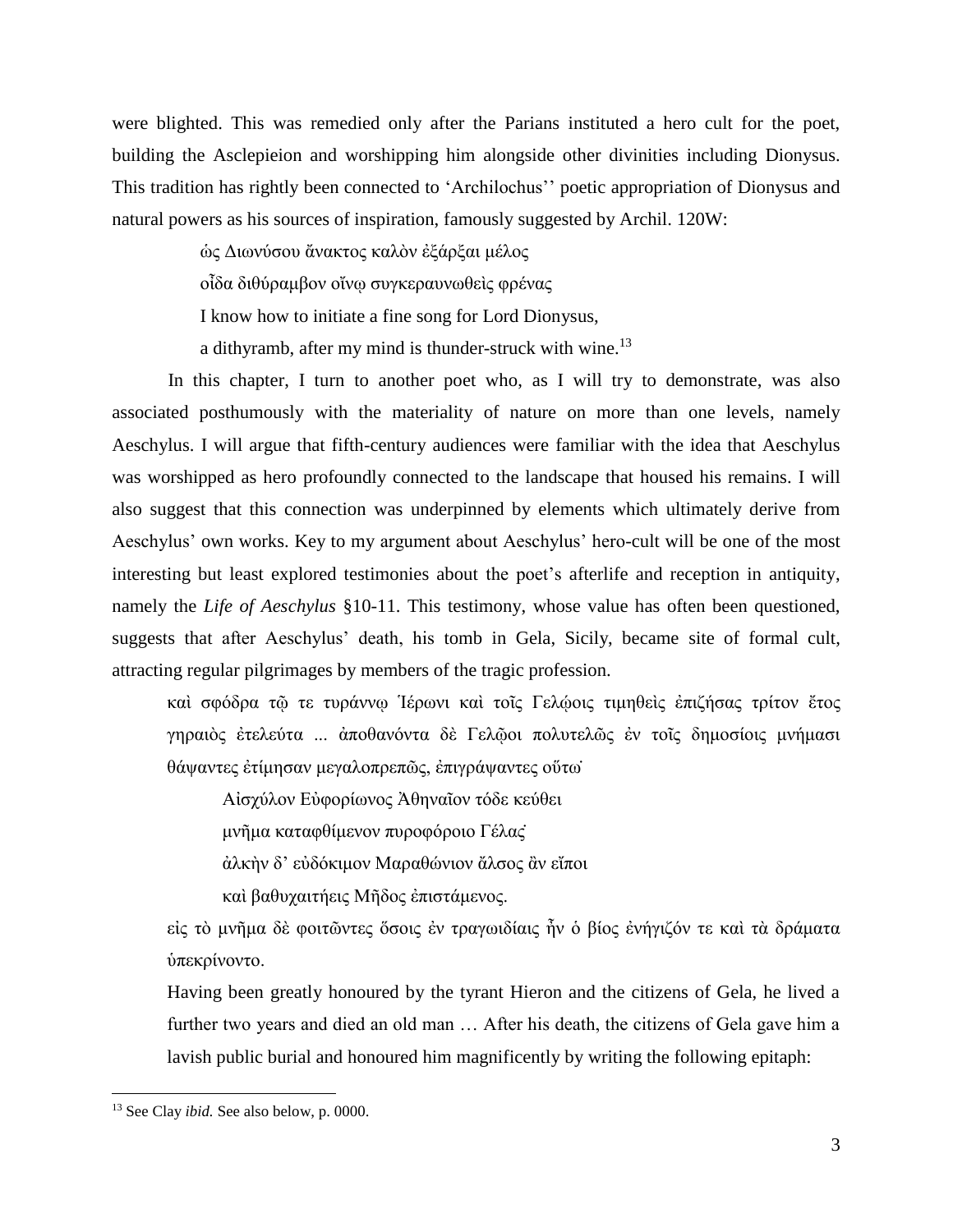were blighted. This was remedied only after the Parians instituted a hero cult for the poet, building the Asclepieion and worshipping him alongside other divinities including Dionysus. This tradition has rightly been connected to 'Archilochus'' poetic appropriation of Dionysus and natural powers as his sources of inspiration, famously suggested by Archil. 120W:

> ὡς Διωνύσου ἄνακτος καλὸν ἐξάρξαι μέλος
>
> οἶδα διθύραμβον οἴνῳ συγκεραυνωθεὶς φρένας
>
> I know how to initiate a fine song for Lord Dionysus,
>
> a dithyramb, after my mind is thunder-struck with wine.[13]

In this chapter, I turn to another poet who, as I will try to demonstrate, was also associated posthumously with the materiality of nature on more than one levels, namely Aeschylus. I will argue that fifth-century audiences were familiar with the idea that Aeschylus was worshipped as hero profoundly connected to the landscape that housed his remains. I will also suggest that this connection was underpinned by elements which ultimately derive from Aeschylus' own works. Key to my argument about Aeschylus' hero-cult will be one of the most interesting but least explored testimonies about the poet's afterlife and reception in antiquity, namely the *Life of Aeschylus* §10-11. This testimony, whose value has often been questioned, suggests that after Aeschylus' death, his tomb in Gela, Sicily, became site of formal cult, attracting regular pilgrimages by members of the tragic profession.

> καὶ σφόδρα τῷ τε τυράννῳ Ἱέρωνι καὶ τοῖς Γελῴοις τιμηθεὶς ἐπιζήσας τρίτον ἔτος γηραιὸς ἐτελεύτα ... ἀποθανόντα δὲ Γελῷοι πολυτελῶς ἐν τοῖς δημοσίοις μνήμασι θάψαντες ἐτίμησαν μεγαλοπρεπῶς, ἐπιγράψαντες οὕτω·
>
> Αἰσχύλον Εὐφορίωνος Ἀθηναῖον τόδε κεύθει
>
> μνῆμα καταφθίμενον πυροφόροιο Γέλας·
>
> ἀλκὴν δ' εὐδόκιμον Μαραθώνιον ἄλσος ἂν εἴποι
>
> καὶ βαθυχαιτήεις Μῆδος ἐπιστάμενος.
>
> εἰς τὸ μνῆμα δὲ φοιτῶντες ὅσοις ἐν τραγῳδίαις ἦν ὁ βίος ἐνήγιζόν τε καὶ τὰ δράματα ὑπεκρίνοντο.
>
> Having been greatly honoured by the tyrant Hieron and the citizens of Gela, he lived a further two years and died an old man … After his death, the citizens of Gela gave him a lavish public burial and honoured him magnificently by writing the following epitaph:

---

[13] See Clay *ibid.* See also below, p. 0000.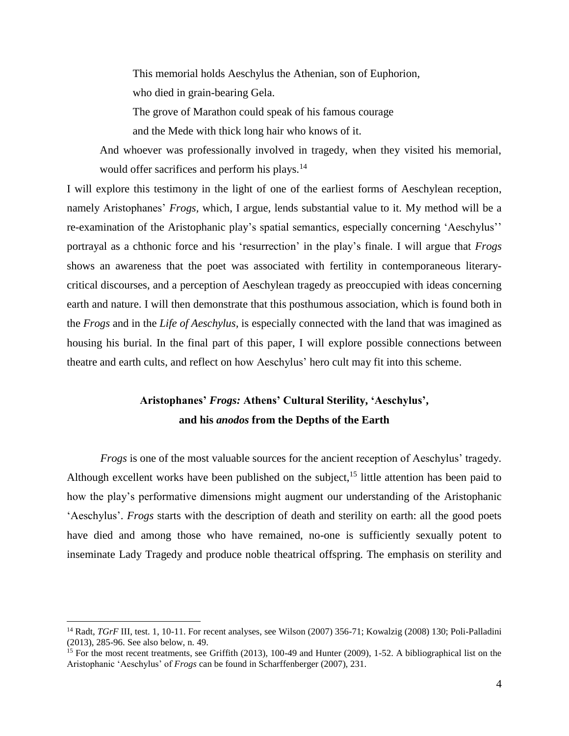> This memorial holds Aeschylus the Athenian, son of Euphorion,
> who died in grain-bearing Gela.
> The grove of Marathon could speak of his famous courage
> and the Mede with thick long hair who knows of it.
>
> And whoever was professionally involved in tragedy, when they visited his memorial, would offer sacrifices and perform his plays.[14]

I will explore this testimony in the light of one of the earliest forms of Aeschylean reception, namely Aristophanes' *Frogs*, which, I argue, lends substantial value to it. My method will be a re-examination of the Aristophanic play's spatial semantics, especially concerning 'Aeschylus'' portrayal as a chthonic force and his 'resurrection' in the play's finale. I will argue that *Frogs* shows an awareness that the poet was associated with fertility in contemporaneous literary-critical discourses, and a perception of Aeschylean tragedy as preoccupied with ideas concerning earth and nature. I will then demonstrate that this posthumous association, which is found both in the *Frogs* and in the *Life of Aeschylus*, is especially connected with the land that was imagined as housing his burial. In the final part of this paper, I will explore possible connections between theatre and earth cults, and reflect on how Aeschylus' hero cult may fit into this scheme.

## Aristophanes' *Frogs:* Athens' Cultural Sterility, 'Aeschylus', and his *anodos* from the Depths of the Earth

*Frogs* is one of the most valuable sources for the ancient reception of Aeschylus' tragedy. Although excellent works have been published on the subject,[15] little attention has been paid to how the play's performative dimensions might augment our understanding of the Aristophanic 'Aeschylus'. *Frogs* starts with the description of death and sterility on earth: all the good poets have died and among those who have remained, no-one is sufficiently sexually potent to inseminate Lady Tragedy and produce noble theatrical offspring. The emphasis on sterility and

---

[14] Radt, *TGrF* III, test. 1, 10-11. For recent analyses, see Wilson (2007) 356-71; Kowalzig (2008) 130; Poli-Palladini (2013), 285-96. See also below, n. 49.

[15] For the most recent treatments, see Griffith (2013), 100-49 and Hunter (2009), 1-52. A bibliographical list on the Aristophanic 'Aeschylus' of *Frogs* can be found in Scharffenberger (2007), 231.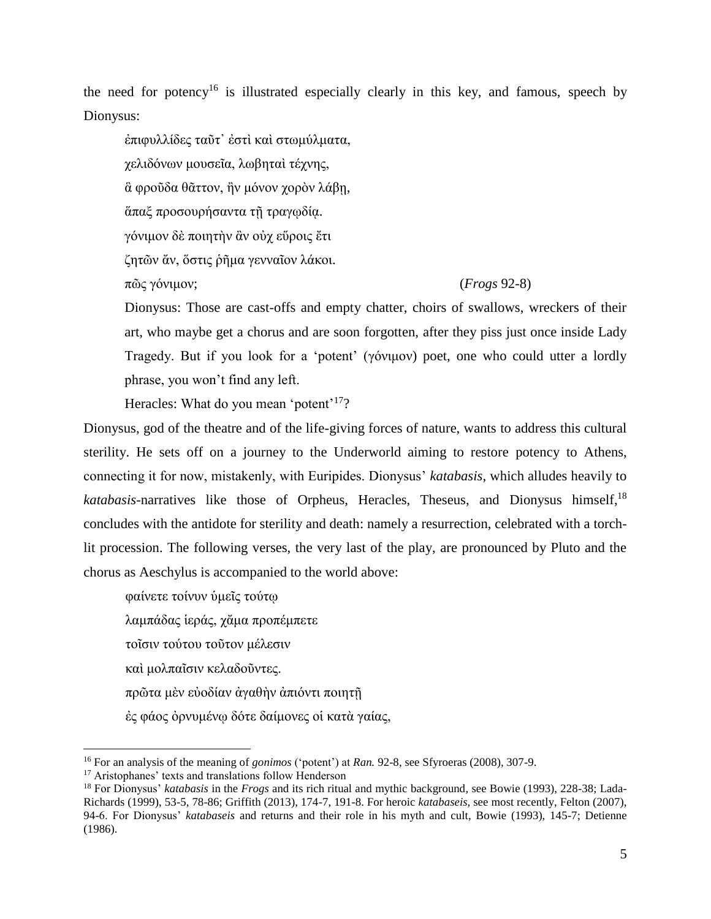the need for potency[16] is illustrated especially clearly in this key, and famous, speech by Dionysus:

> ἐπιφυλλίδες ταῦτ᾽ ἐστὶ καὶ στωμύλματα,
>
> χελιδόνων μουσεῖα, λωβηταὶ τέχνης,
>
> ἃ φροῦδα θᾶττον, ἢν μόνον χορὸν λάβῃ,
>
> ἅπαξ προσουρήσαντα τῇ τραγῳδίᾳ.
>
> γόνιμον δὲ ποιητὴν ἂν οὐχ εὕροις ἔτι
>
> ζητῶν ἄν, ὅστις ῥῆμα γενναῖον λάκοι.
>
> πῶς γόνιμον; (*Frogs* 92-8)
>
> Dionysus: Those are cast-offs and empty chatter, choirs of swallows, wreckers of their art, who maybe get a chorus and are soon forgotten, after they piss just once inside Lady Tragedy. But if you look for a 'potent' (γόνιμον) poet, one who could utter a lordly phrase, you won't find any left.
>
> Heracles: What do you mean 'potent'[17]?

Dionysus, god of the theatre and of the life-giving forces of nature, wants to address this cultural sterility. He sets off on a journey to the Underworld aiming to restore potency to Athens, connecting it for now, mistakenly, with Euripides. Dionysus' *katabasis*, which alludes heavily to *katabasis*-narratives like those of Orpheus, Heracles, Theseus, and Dionysus himself,[18] concludes with the antidote for sterility and death: namely a resurrection, celebrated with a torch-lit procession. The following verses, the very last of the play, are pronounced by Pluto and the chorus as Aeschylus is accompanied to the world above:

> φαίνετε τοίνυν ὑμεῖς τούτῳ
>
> λαμπάδας ἱεράς, χἄμα προπέμπετε
>
> τοῖσιν τούτου τοῦτον μέλεσιν
>
> καὶ μολπαῖσιν κελαδοῦντες.
>
> πρῶτα μὲν εὐοδίαν ἀγαθὴν ἀπιόντι ποιητῇ
>
> ἐς φάος ὀρνυμένῳ δότε δαίμονες οἱ κατὰ γαίας,

---

[16] For an analysis of the meaning of *gonimos* ('potent') at *Ran.* 92-8, see Sfyroeras (2008), 307-9.

[17] Aristophanes' texts and translations follow Henderson

[18] For Dionysus' *katabasis* in the *Frogs* and its rich ritual and mythic background, see Bowie (1993), 228-38; Lada-Richards (1999), 53-5, 78-86; Griffith (2013), 174-7, 191-8. For heroic *katabaseis*, see most recently, Felton (2007), 94-6. For Dionysus' *katabaseis* and returns and their role in his myth and cult, Bowie (1993), 145-7; Detienne (1986).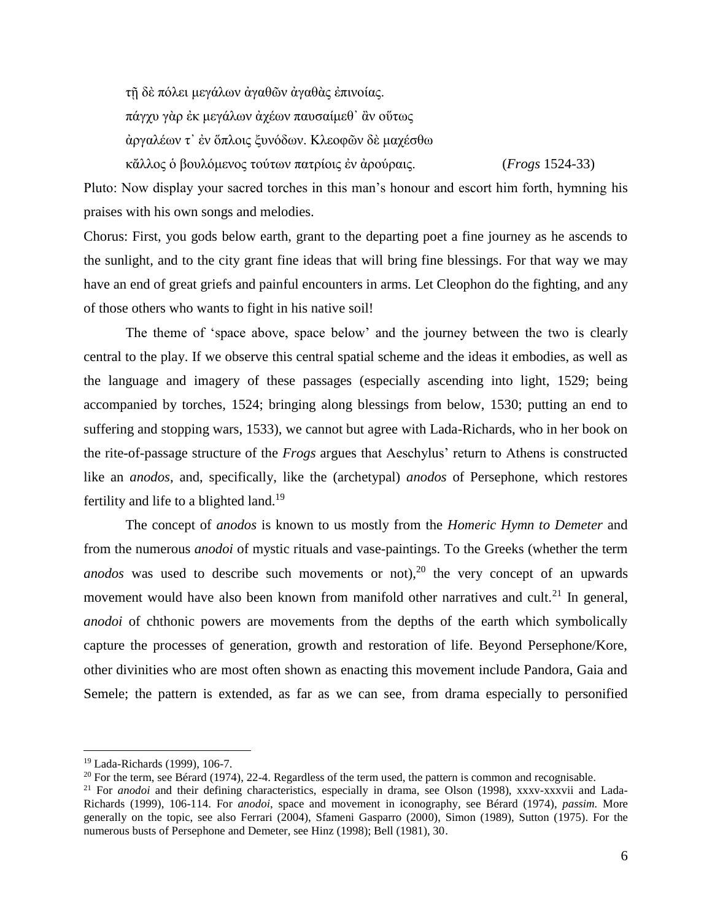τῇ δὲ πόλει μεγάλων ἀγαθῶν ἀγαθὰς ἐπινοίας.
πάγχυ γὰρ ἐκ μεγάλων ἀχέων παυσαίμεθ᾽ ἂν οὕτως
ἀργαλέων τ᾽ ἐν ὅπλοις ξυνόδων. Κλεοφῶν δὲ μαχέσθω
κἄλλος ὁ βουλόμενος τούτων πατρίοις ἐν ἀρούραις. (*Frogs* 1524-33)

Pluto: Now display your sacred torches in this man's honour and escort him forth, hymning his praises with his own songs and melodies.

Chorus: First, you gods below earth, grant to the departing poet a fine journey as he ascends to the sunlight, and to the city grant fine ideas that will bring fine blessings. For that way we may have an end of great griefs and painful encounters in arms. Let Cleophon do the fighting, and any of those others who wants to fight in his native soil!

The theme of 'space above, space below' and the journey between the two is clearly central to the play. If we observe this central spatial scheme and the ideas it embodies, as well as the language and imagery of these passages (especially ascending into light, 1529; being accompanied by torches, 1524; bringing along blessings from below, 1530; putting an end to suffering and stopping wars, 1533), we cannot but agree with Lada-Richards, who in her book on the rite-of-passage structure of the *Frogs* argues that Aeschylus' return to Athens is constructed like an *anodos*, and, specifically, like the (archetypal) *anodos* of Persephone, which restores fertility and life to a blighted land.[19]

The concept of *anodos* is known to us mostly from the *Homeric Hymn to Demeter* and from the numerous *anodoi* of mystic rituals and vase-paintings. To the Greeks (whether the term *anodos* was used to describe such movements or not),[20] the very concept of an upwards movement would have also been known from manifold other narratives and cult.[21] In general, *anodoi* of chthonic powers are movements from the depths of the earth which symbolically capture the processes of generation, growth and restoration of life. Beyond Persephone/Kore, other divinities who are most often shown as enacting this movement include Pandora, Gaia and Semele; the pattern is extended, as far as we can see, from drama especially to personified

[19] Lada-Richards (1999), 106-7.

[20] For the term, see Bérard (1974), 22-4. Regardless of the term used, the pattern is common and recognisable.

[21] For *anodoi* and their defining characteristics, especially in drama, see Olson (1998), xxxv-xxxvii and Lada-Richards (1999), 106-114. For *anodoi*, space and movement in iconography, see Bérard (1974), *passim.* More generally on the topic, see also Ferrari (2004), Sfameni Gasparro (2000), Simon (1989), Sutton (1975). For the numerous busts of Persephone and Demeter, see Hinz (1998); Bell (1981), 30.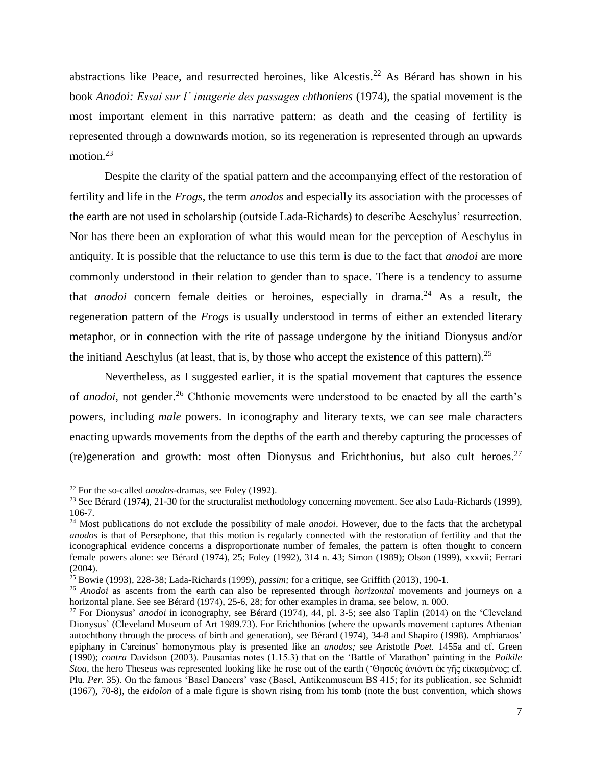abstractions like Peace, and resurrected heroines, like Alcestis.[22] As Bérard has shown in his book *Anodoi: Essai sur l' imagerie des passages chthoniens* (1974), the spatial movement is the most important element in this narrative pattern: as death and the ceasing of fertility is represented through a downwards motion, so its regeneration is represented through an upwards motion.[23]

Despite the clarity of the spatial pattern and the accompanying effect of the restoration of fertility and life in the *Frogs*, the term *anodos* and especially its association with the processes of the earth are not used in scholarship (outside Lada-Richards) to describe Aeschylus' resurrection. Nor has there been an exploration of what this would mean for the perception of Aeschylus in antiquity. It is possible that the reluctance to use this term is due to the fact that *anodoi* are more commonly understood in their relation to gender than to space. There is a tendency to assume that *anodoi* concern female deities or heroines, especially in drama.[24] As a result, the regeneration pattern of the *Frogs* is usually understood in terms of either an extended literary metaphor, or in connection with the rite of passage undergone by the initiand Dionysus and/or the initiand Aeschylus (at least, that is, by those who accept the existence of this pattern).[25]

Nevertheless, as I suggested earlier, it is the spatial movement that captures the essence of *anodoi*, not gender.[26] Chthonic movements were understood to be enacted by all the earth's powers, including *male* powers. In iconography and literary texts, we can see male characters enacting upwards movements from the depths of the earth and thereby capturing the processes of (re)generation and growth: most often Dionysus and Erichthonius, but also cult heroes.[27]

---

[22] For the so-called *anodos*-dramas, see Foley (1992).

[23] See Bérard (1974), 21-30 for the structuralist methodology concerning movement. See also Lada-Richards (1999), 106-7.

[24] Most publications do not exclude the possibility of male *anodoi*. However, due to the facts that the archetypal *anodos* is that of Persephone, that this motion is regularly connected with the restoration of fertility and that the iconographical evidence concerns a disproportionate number of females, the pattern is often thought to concern female powers alone: see Bérard (1974), 25; Foley (1992), 314 n. 43; Simon (1989); Olson (1999), xxxvii; Ferrari (2004).

[25] Bowie (1993), 228-38; Lada-Richards (1999), *passim;* for a critique, see Griffith (2013), 190-1.

[26] *Anodoi* as ascents from the earth can also be represented through *horizontal* movements and journeys on a horizontal plane. See see Bérard (1974), 25-6, 28; for other examples in drama, see below, n. 000.

[27] For Dionysus' *anodoi* in iconography, see Bérard (1974), 44, pl. 3-5; see also Taplin (2014) on the 'Cleveland Dionysus' (Cleveland Museum of Art 1989.73). For Erichthonios (where the upwards movement captures Athenian autochthony through the process of birth and generation), see Bérard (1974), 34-8 and Shapiro (1998). Amphiaraos' epiphany in Carcinus' homonymous play is presented like an *anodos;* see Aristotle *Poet.* 1455a and cf. Green (1990); *contra* Davidson (2003). Pausanias notes (1.15.3) that on the 'Battle of Marathon' painting in the *Poikile Stoa*, the hero Theseus was represented looking like he rose out of the earth ('Θησεύς ἀνιόντι ἐκ γῆς εἰκασμένος; cf. Plu. *Per.* 35). On the famous 'Basel Dancers' vase (Basel, Antikenmuseum BS 415; for its publication, see Schmidt (1967), 70-8), the *eidolon* of a male figure is shown rising from his tomb (note the bust convention, which shows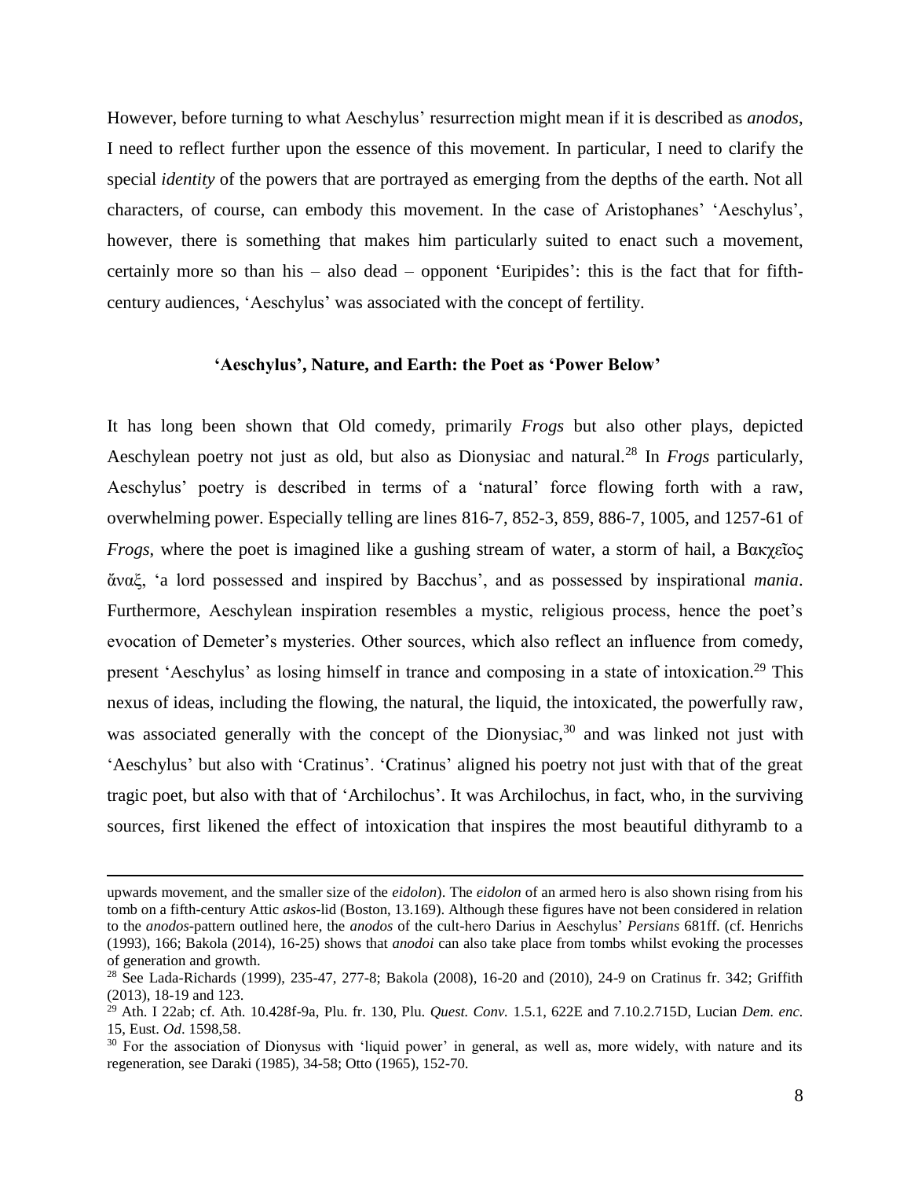However, before turning to what Aeschylus' resurrection might mean if it is described as *anodos*, I need to reflect further upon the essence of this movement. In particular, I need to clarify the special *identity* of the powers that are portrayed as emerging from the depths of the earth. Not all characters, of course, can embody this movement. In the case of Aristophanes' 'Aeschylus', however, there is something that makes him particularly suited to enact such a movement, certainly more so than his – also dead – opponent 'Euripides': this is the fact that for fifth-century audiences, 'Aeschylus' was associated with the concept of fertility.

### 'Aeschylus', Nature, and Earth: the Poet as 'Power Below'

It has long been shown that Old comedy, primarily *Frogs* but also other plays, depicted Aeschylean poetry not just as old, but also as Dionysiac and natural.[28] In *Frogs* particularly, Aeschylus' poetry is described in terms of a 'natural' force flowing forth with a raw, overwhelming power. Especially telling are lines 816-7, 852-3, 859, 886-7, 1005, and 1257-61 of *Frogs*, where the poet is imagined like a gushing stream of water, a storm of hail, a Βακχεῖος ἄναξ, 'a lord possessed and inspired by Bacchus', and as possessed by inspirational *mania*. Furthermore, Aeschylean inspiration resembles a mystic, religious process, hence the poet's evocation of Demeter's mysteries. Other sources, which also reflect an influence from comedy, present 'Aeschylus' as losing himself in trance and composing in a state of intoxication.[29] This nexus of ideas, including the flowing, the natural, the liquid, the intoxicated, the powerfully raw, was associated generally with the concept of the Dionysiac,[30] and was linked not just with 'Aeschylus' but also with 'Cratinus'. 'Cratinus' aligned his poetry not just with that of the great tragic poet, but also with that of 'Archilochus'. It was Archilochus, in fact, who, in the surviving sources, first likened the effect of intoxication that inspires the most beautiful dithyramb to a

---

upwards movement, and the smaller size of the *eidolon*). The *eidolon* of an armed hero is also shown rising from his tomb on a fifth-century Attic *askos*-lid (Boston, 13.169). Although these figures have not been considered in relation to the *anodos*-pattern outlined here, the *anodos* of the cult-hero Darius in Aeschylus' *Persians* 681ff. (cf. Henrichs (1993), 166; Bakola (2014), 16-25) shows that *anodoi* can also take place from tombs whilst evoking the processes of generation and growth.

[28] See Lada-Richards (1999), 235-47, 277-8; Bakola (2008), 16-20 and (2010), 24-9 on Cratinus fr. 342; Griffith (2013), 18-19 and 123.

[29] Ath. I 22ab; cf. Ath. 10.428f-9a, Plu. fr. 130, Plu. *Quest. Conv.* 1.5.1, 622E and 7.10.2.715D, Lucian *Dem. enc.* 15, Eust. *Od*. 1598,58.

[30] For the association of Dionysus with 'liquid power' in general, as well as, more widely, with nature and its regeneration, see Daraki (1985), 34-58; Otto (1965), 152-70.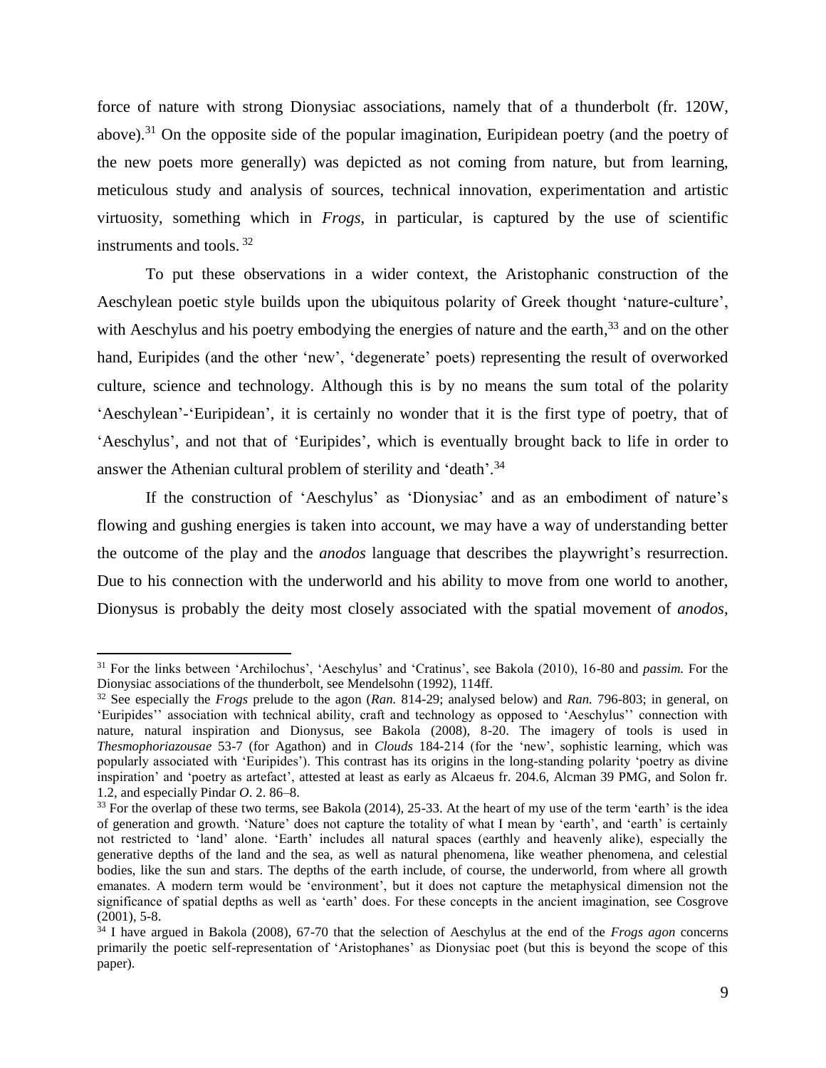force of nature with strong Dionysiac associations, namely that of a thunderbolt (fr. 120W, above).[31] On the opposite side of the popular imagination, Euripidean poetry (and the poetry of the new poets more generally) was depicted as not coming from nature, but from learning, meticulous study and analysis of sources, technical innovation, experimentation and artistic virtuosity, something which in *Frogs*, in particular, is captured by the use of scientific instruments and tools. [32]

To put these observations in a wider context, the Aristophanic construction of the Aeschylean poetic style builds upon the ubiquitous polarity of Greek thought 'nature-culture', with Aeschylus and his poetry embodying the energies of nature and the earth,[33] and on the other hand, Euripides (and the other 'new', 'degenerate' poets) representing the result of overworked culture, science and technology. Although this is by no means the sum total of the polarity 'Aeschylean'-'Euripidean', it is certainly no wonder that it is the first type of poetry, that of 'Aeschylus', and not that of 'Euripides', which is eventually brought back to life in order to answer the Athenian cultural problem of sterility and 'death'.[34]

If the construction of 'Aeschylus' as 'Dionysiac' and as an embodiment of nature's flowing and gushing energies is taken into account, we may have a way of understanding better the outcome of the play and the *anodos* language that describes the playwright's resurrection. Due to his connection with the underworld and his ability to move from one world to another, Dionysus is probably the deity most closely associated with the spatial movement of *anodos*,

---

[31] For the links between 'Archilochus', 'Aeschylus' and 'Cratinus', see Bakola (2010), 16-80 and *passim.* For the Dionysiac associations of the thunderbolt, see Mendelsohn (1992), 114ff.

[32] See especially the *Frogs* prelude to the agon (*Ran.* 814-29; analysed below) and *Ran.* 796-803; in general, on 'Euripides'' association with technical ability, craft and technology as opposed to 'Aeschylus'' connection with nature, natural inspiration and Dionysus, see Bakola (2008), 8-20. The imagery of tools is used in *Thesmophoriazousae* 53-7 (for Agathon) and in *Clouds* 184-214 (for the 'new', sophistic learning, which was popularly associated with 'Euripides'). This contrast has its origins in the long-standing polarity 'poetry as divine inspiration' and 'poetry as artefact', attested at least as early as Alcaeus fr. 204.6, Alcman 39 PMG, and Solon fr. 1.2, and especially Pindar *O*. 2. 86–8.

[33] For the overlap of these two terms, see Bakola (2014), 25-33. At the heart of my use of the term 'earth' is the idea of generation and growth. 'Nature' does not capture the totality of what I mean by 'earth', and 'earth' is certainly not restricted to 'land' alone. 'Earth' includes all natural spaces (earthly and heavenly alike), especially the generative depths of the land and the sea, as well as natural phenomena, like weather phenomena, and celestial bodies, like the sun and stars. The depths of the earth include, of course, the underworld, from where all growth emanates. A modern term would be 'environment', but it does not capture the metaphysical dimension not the significance of spatial depths as well as 'earth' does. For these concepts in the ancient imagination, see Cosgrove (2001), 5-8.

[34] I have argued in Bakola (2008), 67-70 that the selection of Aeschylus at the end of the *Frogs agon* concerns primarily the poetic self-representation of 'Aristophanes' as Dionysiac poet (but this is beyond the scope of this paper).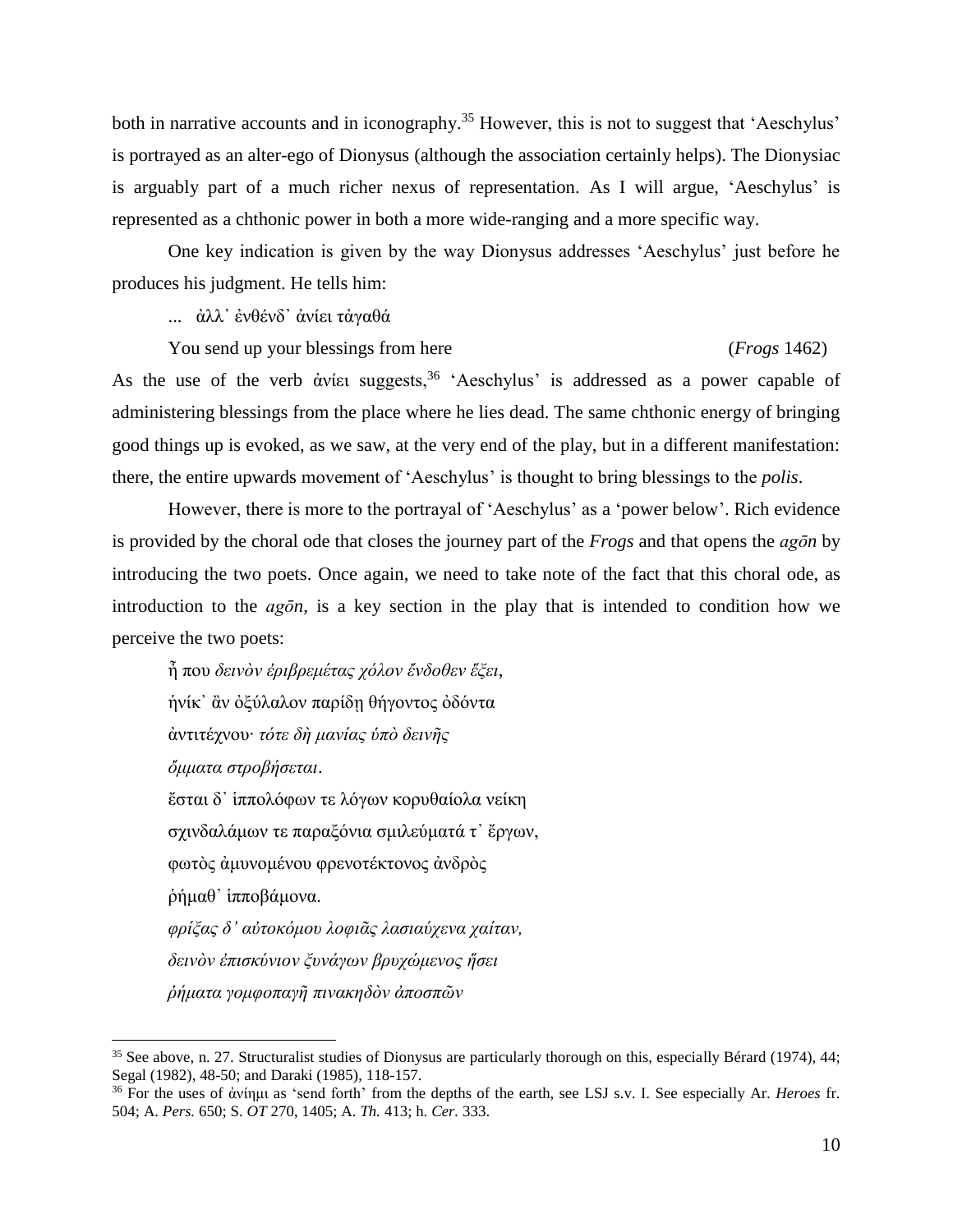both in narrative accounts and in iconography.[35] However, this is not to suggest that 'Aeschylus' is portrayed as an alter-ego of Dionysus (although the association certainly helps). The Dionysiac is arguably part of a much richer nexus of representation. As I will argue, 'Aeschylus' is represented as a chthonic power in both a more wide-ranging and a more specific way.

One key indication is given by the way Dionysus addresses 'Aeschylus' just before he produces his judgment. He tells him:

> ... ἀλλ᾽ ἐνθένδ᾽ ἀνίει τἀγαθά
>
> You send up your blessings from here (*Frogs* 1462)

As the use of the verb ἀνίει suggests,[36] 'Aeschylus' is addressed as a power capable of administering blessings from the place where he lies dead. The same chthonic energy of bringing good things up is evoked, as we saw, at the very end of the play, but in a different manifestation: there, the entire upwards movement of 'Aeschylus' is thought to bring blessings to the *polis*.

However, there is more to the portrayal of 'Aeschylus' as a 'power below'. Rich evidence is provided by the choral ode that closes the journey part of the *Frogs* and that opens the *agōn* by introducing the two poets. Once again, we need to take note of the fact that this choral ode, as introduction to the *agōn,* is a key section in the play that is intended to condition how we perceive the two poets:

> ἦ που *δεινὸν ἐριβρεμέτας χόλον ἔνδοθεν ἕξει*,
> ἡνίκ᾽ ἂν ὀξύλαλον παρίδῃ θήγοντος ὀδόντα
> ἀντιτέχνου· *τότε δὴ μανίας ὑπὸ δεινῆς*
> *ὄμματα στροβήσεται*.
> ἔσται δ᾽ ἱππολόφων τε λόγων κορυθαίολα νείκη
> σχινδαλάμων τε παραξόνια σμιλεύματά τ᾽ ἔργων,
> φωτὸς ἀμυνομένου φρενοτέκτονος ἀνδρὸς
> ῥήμαθ᾽ ἱπποβάμονα.
> *φρίξας δ' αὐτοκόμου λοφιᾶς λασιαύχενα χαίταν,*
> *δεινὸν ἐπισκύνιον ξυνάγων βρυχώμενος ἥσει*
> *ῥήματα γομφοπαγῆ πινακηδὸν ἀποσπῶν*

---

[35] See above, n. 27. Structuralist studies of Dionysus are particularly thorough on this, especially Bérard (1974), 44; Segal (1982), 48-50; and Daraki (1985), 118-157.

[36] For the uses of ἀνίημι as 'send forth' from the depths of the earth, see LSJ s.v. I. See especially Ar. *Heroes* fr. 504; A. *Pers.* 650; S. *OT* 270, 1405; A. *Th.* 413; h. *Cer.* 333.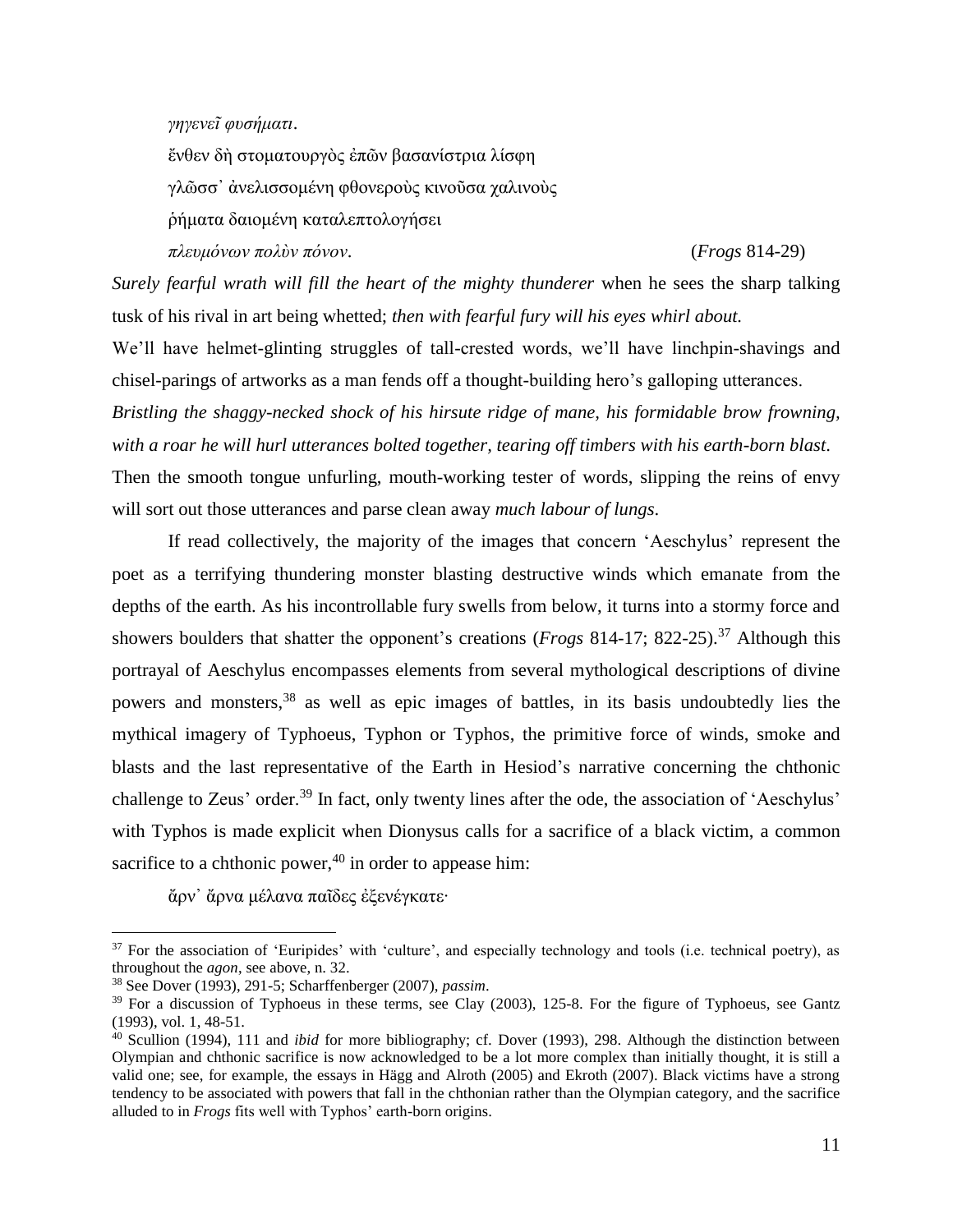*γηγενεῖ φυσήματι*.

ἔνθεν δὴ στοματουργὸς ἐπῶν βασανίστρια λίσφη

γλῶσσ᾽ ἀνελισσομένη φθονεροὺς κινοῦσα χαλινοὺς

ῥήματα δαιομένη καταλεπτολογήσει

*πλευμόνων πολὺν πόνον*. (*Frogs* 814-29)

*Surely fearful wrath will fill the heart of the mighty thunderer* when he sees the sharp talking tusk of his rival in art being whetted; *then with fearful fury will his eyes whirl about.*

We'll have helmet-glinting struggles of tall-crested words, we'll have linchpin-shavings and chisel-parings of artworks as a man fends off a thought-building hero's galloping utterances.

*Bristling the shaggy-necked shock of his hirsute ridge of mane, his formidable brow frowning, with a roar he will hurl utterances bolted together, tearing off timbers with his earth-born blast*.

Then the smooth tongue unfurling, mouth-working tester of words, slipping the reins of envy will sort out those utterances and parse clean away *much labour of lungs*.

If read collectively, the majority of the images that concern 'Aeschylus' represent the poet as a terrifying thundering monster blasting destructive winds which emanate from the depths of the earth. As his incontrollable fury swells from below, it turns into a stormy force and showers boulders that shatter the opponent's creations (*Frogs* 814-17; 822-25).[37] Although this portrayal of Aeschylus encompasses elements from several mythological descriptions of divine powers and monsters,[38] as well as epic images of battles, in its basis undoubtedly lies the mythical imagery of Typhoeus, Typhon or Typhos, the primitive force of winds, smoke and blasts and the last representative of the Earth in Hesiod's narrative concerning the chthonic challenge to Zeus' order.[39] In fact, only twenty lines after the ode, the association of 'Aeschylus' with Typhos is made explicit when Dionysus calls for a sacrifice of a black victim, a common sacrifice to a chthonic power,[40] in order to appease him:

ἄρν᾽ ἄρνα μέλανα παῖδες ἐξενέγκατε·

---

[37] For the association of 'Euripides' with 'culture', and especially technology and tools (i.e. technical poetry), as throughout the *agon*, see above, n. 32.

[38] See Dover (1993), 291-5; Scharffenberger (2007), *passim*.

[39] For a discussion of Typhoeus in these terms, see Clay (2003), 125-8. For the figure of Typhoeus, see Gantz (1993), vol. 1, 48-51.

[40] Scullion (1994), 111 and *ibid* for more bibliography; cf. Dover (1993), 298. Although the distinction between Olympian and chthonic sacrifice is now acknowledged to be a lot more complex than initially thought, it is still a valid one; see, for example, the essays in Hägg and Alroth (2005) and Ekroth (2007). Black victims have a strong tendency to be associated with powers that fall in the chthonian rather than the Olympian category, and the sacrifice alluded to in *Frogs* fits well with Typhos' earth-born origins.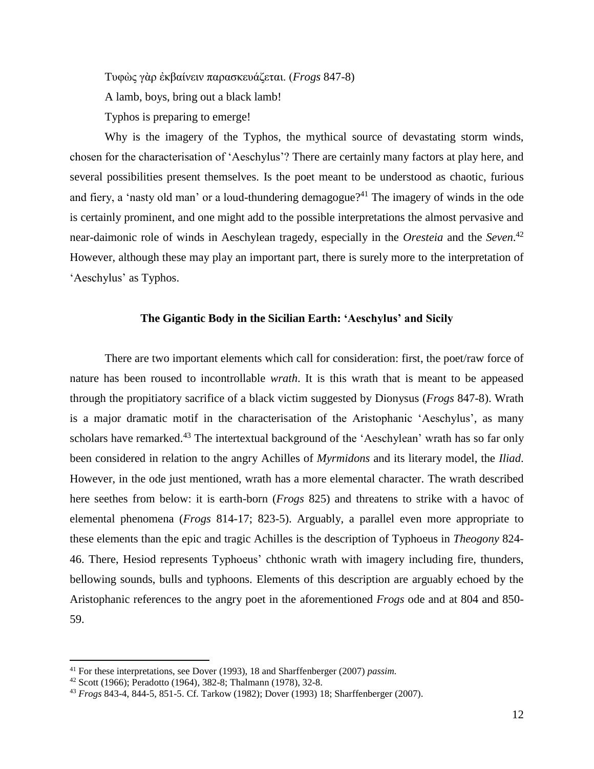Τυφὼς γὰρ ἐκβαίνειν παρασκευάζεται. (*Frogs* 847-8)

A lamb, boys, bring out a black lamb!

Typhos is preparing to emerge!

Why is the imagery of the Typhos, the mythical source of devastating storm winds, chosen for the characterisation of 'Aeschylus'? There are certainly many factors at play here, and several possibilities present themselves. Is the poet meant to be understood as chaotic, furious and fiery, a 'nasty old man' or a loud-thundering demagogue?[41] The imagery of winds in the ode is certainly prominent, and one might add to the possible interpretations the almost pervasive and near-daimonic role of winds in Aeschylean tragedy, especially in the *Oresteia* and the *Seven*.[42] However, although these may play an important part, there is surely more to the interpretation of 'Aeschylus' as Typhos.

## The Gigantic Body in the Sicilian Earth: 'Aeschylus' and Sicily

There are two important elements which call for consideration: first, the poet/raw force of nature has been roused to incontrollable *wrath*. It is this wrath that is meant to be appeased through the propitiatory sacrifice of a black victim suggested by Dionysus (*Frogs* 847-8). Wrath is a major dramatic motif in the characterisation of the Aristophanic 'Aeschylus', as many scholars have remarked.[43] The intertextual background of the 'Aeschylean' wrath has so far only been considered in relation to the angry Achilles of *Myrmidons* and its literary model, the *Iliad*. However, in the ode just mentioned, wrath has a more elemental character. The wrath described here seethes from below: it is earth-born (*Frogs* 825) and threatens to strike with a havoc of elemental phenomena (*Frogs* 814-17; 823-5). Arguably, a parallel even more appropriate to these elements than the epic and tragic Achilles is the description of Typhoeus in *Theogony* 824-46. There, Hesiod represents Typhoeus' chthonic wrath with imagery including fire, thunders, bellowing sounds, bulls and typhoons. Elements of this description are arguably echoed by the Aristophanic references to the angry poet in the aforementioned *Frogs* ode and at 804 and 850-59.

---

[41] For these interpretations, see Dover (1993), 18 and Sharffenberger (2007) *passim.*

[42] Scott (1966); Peradotto (1964), 382-8; Thalmann (1978), 32-8.

[43] *Frogs* 843-4, 844-5, 851-5. Cf. Tarkow (1982); Dover (1993) 18; Sharffenberger (2007).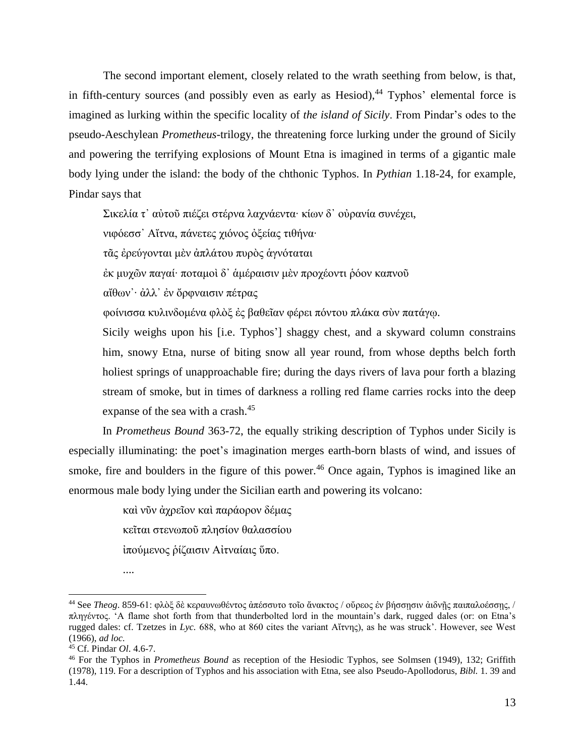The second important element, closely related to the wrath seething from below, is that, in fifth-century sources (and possibly even as early as Hesiod),[44] Typhos' elemental force is imagined as lurking within the specific locality of *the island of Sicily*. From Pindar's odes to the pseudo-Aeschylean *Prometheus*-trilogy, the threatening force lurking under the ground of Sicily and powering the terrifying explosions of Mount Etna is imagined in terms of a gigantic male body lying under the island: the body of the chthonic Typhos. In *Pythian* 1.18-24, for example, Pindar says that

> Σικελία τ᾽ αὐτοῦ πιέζει στέρνα λαχνάεντα· κίων δ᾽ οὐρανία συνέχει,
> νιφόεσσ᾽ Αἴτνα, πάνετες χιόνος ὀξείας τιθήνα·
> τᾶς ἐρεύγονται μὲν ἀπλάτου πυρὸς ἁγνόταται
> ἐκ μυχῶν παγαί· ποταμοὶ δ᾽ ἁμέραισιν μὲν προχέοντι ῥόον καπνοῦ
> αἴθων᾽· ἀλλ᾽ ἐν ὄρφναισιν πέτρας
> φοίνισσα κυλινδομένα φλὸξ ἐς βαθεῖαν φέρει πόντου πλάκα σὺν πατάγῳ.
>
> Sicily weighs upon his [i.e. Typhos'] shaggy chest, and a skyward column constrains him, snowy Etna, nurse of biting snow all year round, from whose depths belch forth holiest springs of unapproachable fire; during the days rivers of lava pour forth a blazing stream of smoke, but in times of darkness a rolling red flame carries rocks into the deep expanse of the sea with a crash.[45]

In *Prometheus Bound* 363-72, the equally striking description of Typhos under Sicily is especially illuminating: the poet's imagination merges earth-born blasts of wind, and issues of smoke, fire and boulders in the figure of this power.[46] Once again, Typhos is imagined like an enormous male body lying under the Sicilian earth and powering its volcano:

> καὶ νῦν ἀχρεῖον καὶ παράορον δέμας
> κεῖται στενωποῦ πλησίον θαλασσίου
> ἰπούμενος ῥίζαισιν Αἰτναίαις ὕπο.
> ....

---

[44] See *Theog*. 859-61: φλὸξ δὲ κεραυνωθέντος ἀπέσσυτο τοῖο ἄνακτος / οὔρεος ἐν βήσσῃσιν ἀιδνῆς παιπαλοέσσης, / πληγέντος. 'A flame shot forth from that thunderbolted lord in the mountain's dark, rugged dales (or: on Etna's rugged dales: cf. Tzetzes in *Lyc*. 688, who at 860 cites the variant Αἴτνης), as he was struck'. However, see West (1966), *ad loc.*

[45] Cf. Pindar *Ol*. 4.6-7.

[46] For the Typhos in *Prometheus Bound* as reception of the Hesiodic Typhos, see Solmsen (1949), 132; Griffith (1978), 119. For a description of Typhos and his association with Etna, see also Pseudo-Apollodorus, *Bibl.* 1. 39 and 1.44.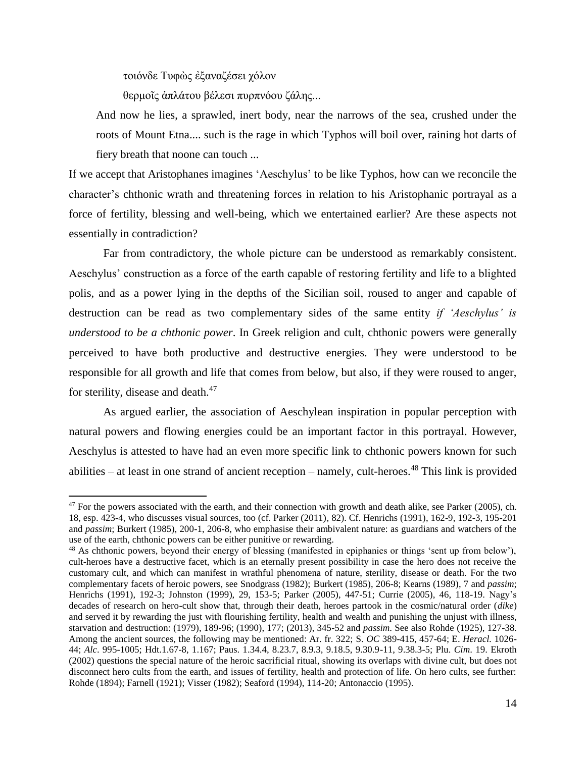τοιόνδε Τυφὼς ἐξαναζέσει χόλον

θερμοῖς ἀπλάτου βέλεσι πυρπνόου ζάλης...

> And now he lies, a sprawled, inert body, near the narrows of the sea, crushed under the roots of Mount Etna.... such is the rage in which Typhos will boil over, raining hot darts of fiery breath that noone can touch ...

If we accept that Aristophanes imagines 'Aeschylus' to be like Typhos, how can we reconcile the character's chthonic wrath and threatening forces in relation to his Aristophanic portrayal as a force of fertility, blessing and well-being, which we entertained earlier? Are these aspects not essentially in contradiction?

Far from contradictory, the whole picture can be understood as remarkably consistent. Aeschylus' construction as a force of the earth capable of restoring fertility and life to a blighted polis, and as a power lying in the depths of the Sicilian soil, roused to anger and capable of destruction can be read as two complementary sides of the same entity *if 'Aeschylus' is understood to be a chthonic power*. In Greek religion and cult, chthonic powers were generally perceived to have both productive and destructive energies. They were understood to be responsible for all growth and life that comes from below, but also, if they were roused to anger, for sterility, disease and death.[47]

As argued earlier, the association of Aeschylean inspiration in popular perception with natural powers and flowing energies could be an important factor in this portrayal. However, Aeschylus is attested to have had an even more specific link to chthonic powers known for such abilities – at least in one strand of ancient reception – namely, cult-heroes.[48] This link is provided

---

[47] For the powers associated with the earth, and their connection with growth and death alike, see Parker (2005), ch. 18, esp. 423-4, who discusses visual sources, too (cf. Parker (2011), 82). Cf. Henrichs (1991), 162-9, 192-3, 195-201 and *passim*; Burkert (1985), 200-1, 206-8, who emphasise their ambivalent nature: as guardians and watchers of the use of the earth, chthonic powers can be either punitive or rewarding.

[48] As chthonic powers, beyond their energy of blessing (manifested in epiphanies or things 'sent up from below'), cult-heroes have a destructive facet, which is an eternally present possibility in case the hero does not receive the customary cult, and which can manifest in wrathful phenomena of nature, sterility, disease or death. For the two complementary facets of heroic powers, see Snodgrass (1982); Burkert (1985), 206-8; Kearns (1989), 7 and *passim*; Henrichs (1991), 192-3; Johnston (1999), 29, 153-5; Parker (2005), 447-51; Currie (2005), 46, 118-19. Nagy's decades of research on hero-cult show that, through their death, heroes partook in the cosmic/natural order (*dike*) and served it by rewarding the just with flourishing fertility, health and wealth and punishing the unjust with illness, starvation and destruction: (1979), 189-96; (1990), 177; (2013), 345-52 and *passim*. See also Rohde (1925), 127-38. Among the ancient sources, the following may be mentioned: Ar. fr. 322; S. *OC* 389-415, 457-64; E. *Heracl.* 1026-44; *Alc*. 995-1005; Hdt.1.67-8, 1.167; Paus. 1.34.4, 8.23.7, 8.9.3, 9.18.5, 9.30.9-11, 9.38.3-5; Plu. *Cim*. 19. Ekroth (2002) questions the special nature of the heroic sacrificial ritual, showing its overlaps with divine cult, but does not disconnect hero cults from the earth, and issues of fertility, health and protection of life. On hero cults, see further: Rohde (1894); Farnell (1921); Visser (1982); Seaford (1994), 114-20; Antonaccio (1995).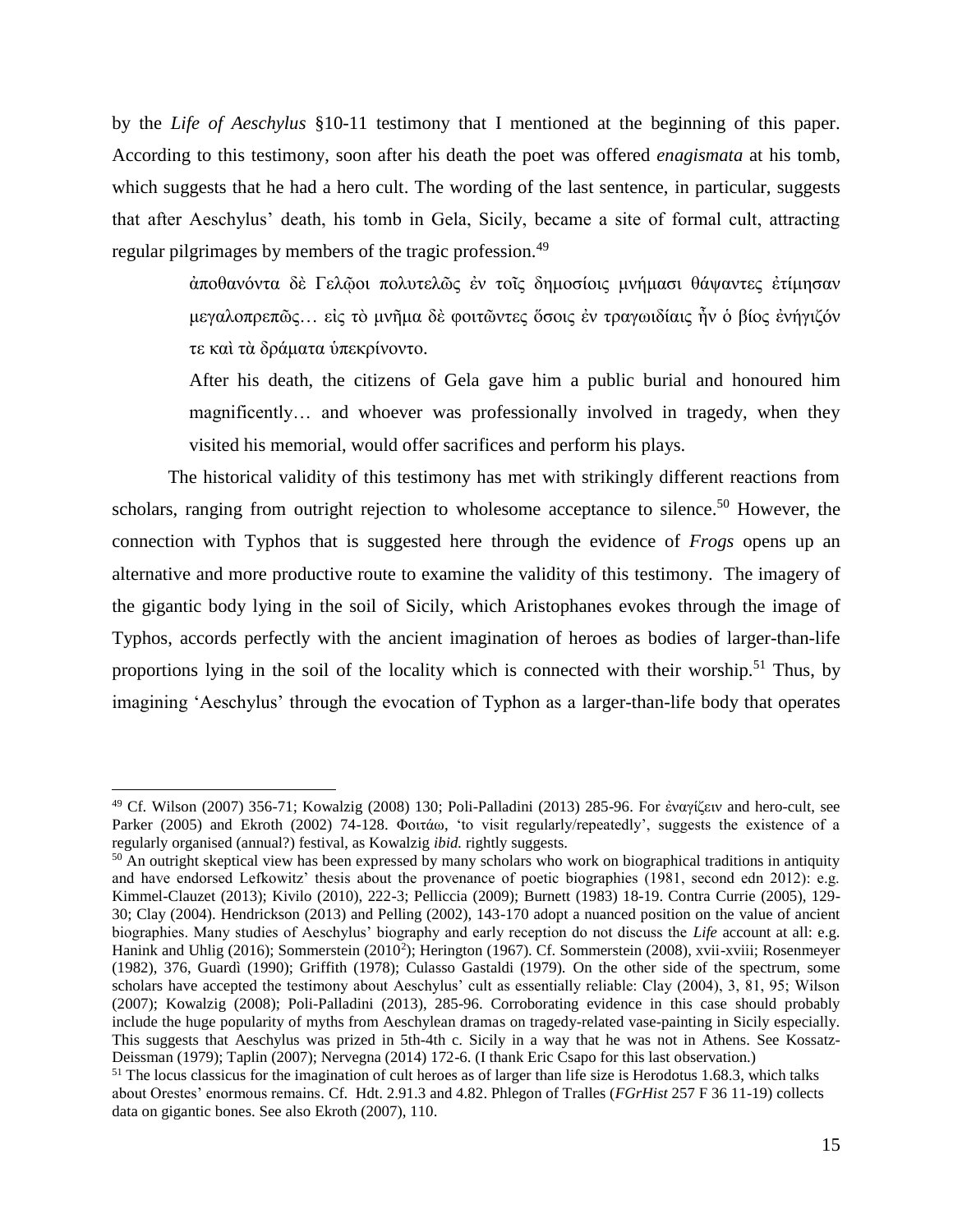by the *Life of Aeschylus* §10-11 testimony that I mentioned at the beginning of this paper. According to this testimony, soon after his death the poet was offered *enagismata* at his tomb, which suggests that he had a hero cult. The wording of the last sentence, in particular, suggests that after Aeschylus' death, his tomb in Gela, Sicily, became a site of formal cult, attracting regular pilgrimages by members of the tragic profession.[49]

> ἀποθανόντα δὲ Γελῷοι πολυτελῶς ἐν τοῖς δημοσίοις μνήμασι θάψαντες ἐτίμησαν μεγαλοπρεπῶς… εἰς τὸ μνῆμα δὲ φοιτῶντες ὅσοις ἐν τραγωιδίαις ἦν ὁ βίος ἐνήγιζόν τε καὶ τὰ δράματα ὑπεκρίνοντο.
>
> After his death, the citizens of Gela gave him a public burial and honoured him magnificently… and whoever was professionally involved in tragedy, when they visited his memorial, would offer sacrifices and perform his plays.

The historical validity of this testimony has met with strikingly different reactions from scholars, ranging from outright rejection to wholesome acceptance to silence.[50] However, the connection with Typhos that is suggested here through the evidence of *Frogs* opens up an alternative and more productive route to examine the validity of this testimony. The imagery of the gigantic body lying in the soil of Sicily, which Aristophanes evokes through the image of Typhos, accords perfectly with the ancient imagination of heroes as bodies of larger-than-life proportions lying in the soil of the locality which is connected with their worship.[51] Thus, by imagining 'Aeschylus' through the evocation of Typhon as a larger-than-life body that operates

---

[49] Cf. Wilson (2007) 356-71; Kowalzig (2008) 130; Poli-Palladini (2013) 285-96. For ἐναγίζειν and hero-cult, see Parker (2005) and Ekroth (2002) 74-128. Φοιτάω, 'to visit regularly/repeatedly', suggests the existence of a regularly organised (annual?) festival, as Kowalzig *ibid.* rightly suggests.

[50] An outright skeptical view has been expressed by many scholars who work on biographical traditions in antiquity and have endorsed Lefkowitz' thesis about the provenance of poetic biographies (1981, second edn 2012): e.g. Kimmel-Clauzet (2013); Kivilo (2010), 222-3; Pelliccia (2009); Burnett (1983) 18-19. Contra Currie (2005), 129-30; Clay (2004). Hendrickson (2013) and Pelling (2002), 143-170 adopt a nuanced position on the value of ancient biographies. Many studies of Aeschylus' biography and early reception do not discuss the *Life* account at all: e.g. Hanink and Uhlig (2016); Sommerstein (2010[2]); Herington (1967). Cf. Sommerstein (2008), xvii-xviii; Rosenmeyer (1982), 376, Guardì (1990); Griffith (1978); Culasso Gastaldi (1979). On the other side of the spectrum, some scholars have accepted the testimony about Aeschylus' cult as essentially reliable: Clay (2004), 3, 81, 95; Wilson (2007); Kowalzig (2008); Poli-Palladini (2013), 285-96. Corroborating evidence in this case should probably include the huge popularity of myths from Aeschylean dramas on tragedy-related vase-painting in Sicily especially. This suggests that Aeschylus was prized in 5th-4th c. Sicily in a way that he was not in Athens. See Kossatz-Deissman (1979); Taplin (2007); Nervegna (2014) 172-6. (I thank Eric Csapo for this last observation.)

[51] The locus classicus for the imagination of cult heroes as of larger than life size is Herodotus 1.68.3, which talks about Orestes' enormous remains. Cf. Hdt. 2.91.3 and 4.82. Phlegon of Tralles (*FGrHist* 257 F 36 11-19) collects data on gigantic bones. See also Ekroth (2007), 110.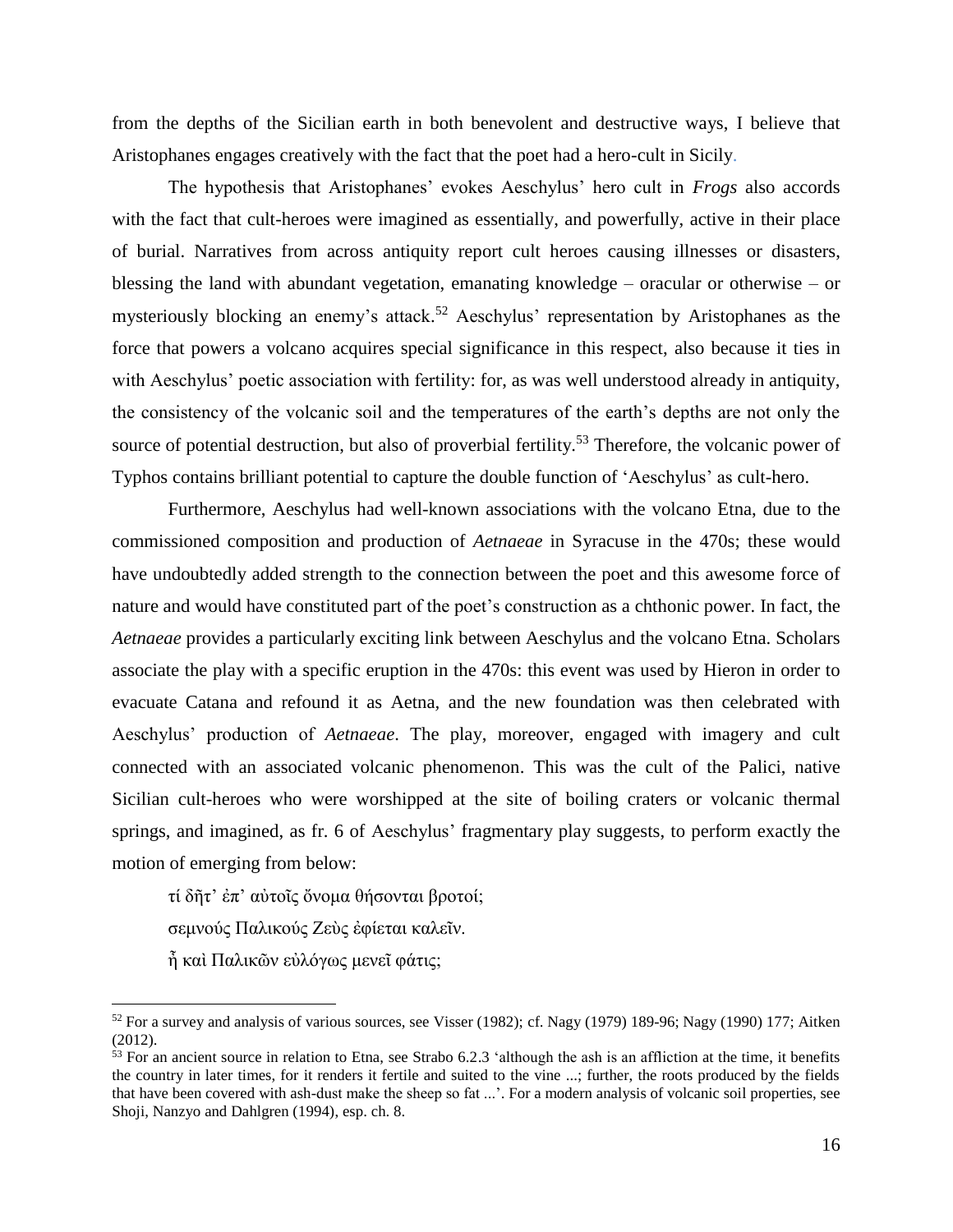from the depths of the Sicilian earth in both benevolent and destructive ways, I believe that Aristophanes engages creatively with the fact that the poet had a hero-cult in Sicily.

The hypothesis that Aristophanes' evokes Aeschylus' hero cult in *Frogs* also accords with the fact that cult-heroes were imagined as essentially, and powerfully, active in their place of burial. Narratives from across antiquity report cult heroes causing illnesses or disasters, blessing the land with abundant vegetation, emanating knowledge – oracular or otherwise – or mysteriously blocking an enemy's attack.[52] Aeschylus' representation by Aristophanes as the force that powers a volcano acquires special significance in this respect, also because it ties in with Aeschylus' poetic association with fertility: for, as was well understood already in antiquity, the consistency of the volcanic soil and the temperatures of the earth's depths are not only the source of potential destruction, but also of proverbial fertility.[53] Therefore, the volcanic power of Typhos contains brilliant potential to capture the double function of 'Aeschylus' as cult-hero.

Furthermore, Aeschylus had well-known associations with the volcano Etna, due to the commissioned composition and production of *Aetnaeae* in Syracuse in the 470s; these would have undoubtedly added strength to the connection between the poet and this awesome force of nature and would have constituted part of the poet's construction as a chthonic power. In fact, the *Aetnaeae* provides a particularly exciting link between Aeschylus and the volcano Etna. Scholars associate the play with a specific eruption in the 470s: this event was used by Hieron in order to evacuate Catana and refound it as Aetna, and the new foundation was then celebrated with Aeschylus' production of *Aetnaeae*. The play, moreover, engaged with imagery and cult connected with an associated volcanic phenomenon. This was the cult of the Palici, native Sicilian cult-heroes who were worshipped at the site of boiling craters or volcanic thermal springs, and imagined, as fr. 6 of Aeschylus' fragmentary play suggests, to perform exactly the motion of emerging from below:

> τί δῆτ᾽ ἐπ᾽ αὐτοῖς ὄνομα θήσονται βροτοί;
> σεμνούς Παλικούς Ζεὺς ἐφίεται καλεῖν.
> ἦ καὶ Παλικῶν εὐλόγως μενεῖ φάτις;

---

[52] For a survey and analysis of various sources, see Visser (1982); cf. Nagy (1979) 189-96; Nagy (1990) 177; Aitken (2012).

[53] For an ancient source in relation to Etna, see Strabo 6.2.3 'although the ash is an affliction at the time, it benefits the country in later times, for it renders it fertile and suited to the vine ...; further, the roots produced by the fields that have been covered with ash-dust make the sheep so fat ...'. For a modern analysis of volcanic soil properties, see Shoji, Nanzyo and Dahlgren (1994), esp. ch. 8.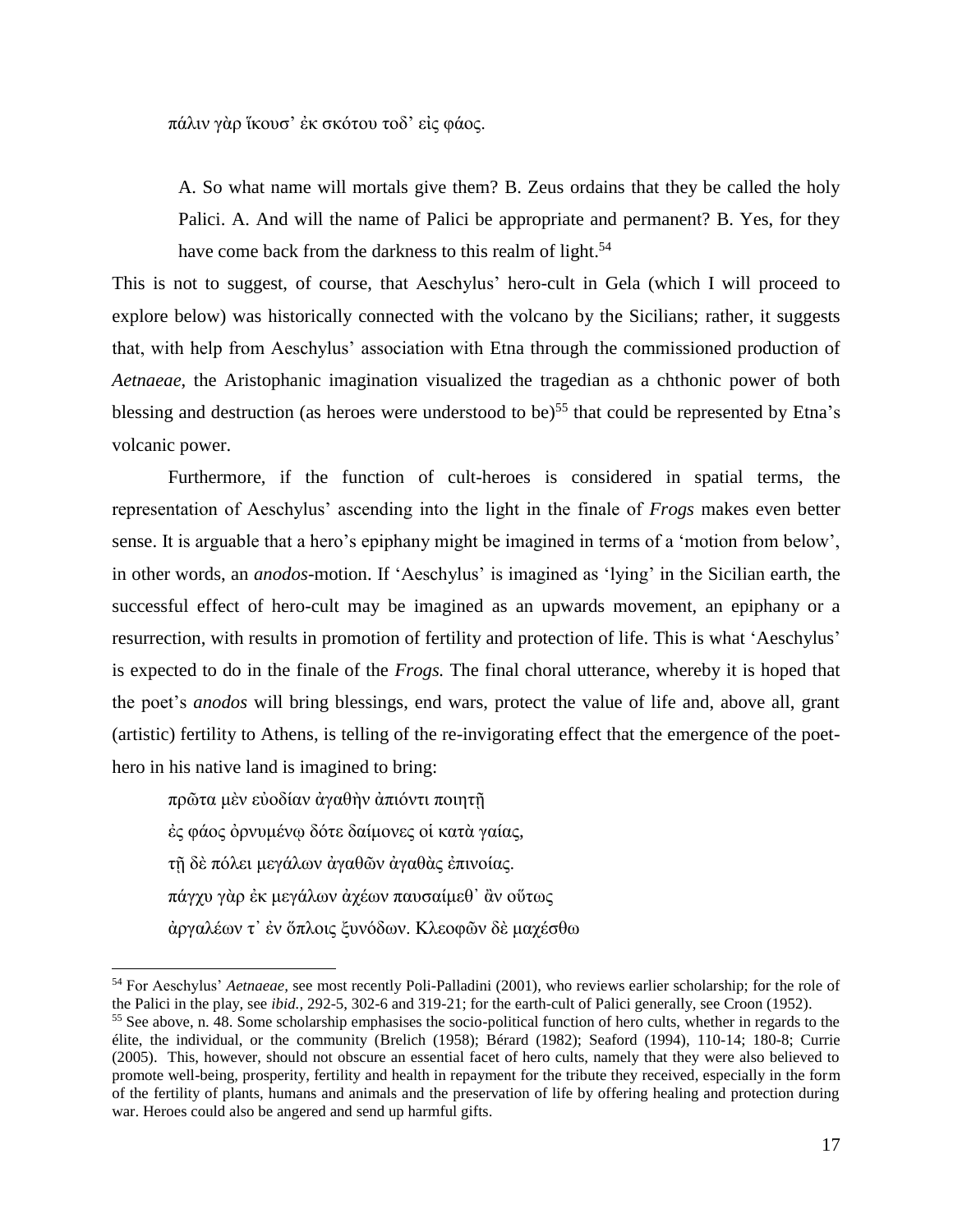πάλιν γὰρ ἵκουσ᾽ ἐκ σκότου τοδ᾽ εἰς φάος.

> A. So what name will mortals give them? B. Zeus ordains that they be called the holy Palici. A. And will the name of Palici be appropriate and permanent? B. Yes, for they have come back from the darkness to this realm of light.[54]

This is not to suggest, of course, that Aeschylus' hero-cult in Gela (which I will proceed to explore below) was historically connected with the volcano by the Sicilians; rather, it suggests that, with help from Aeschylus' association with Etna through the commissioned production of *Aetnaeae*, the Aristophanic imagination visualized the tragedian as a chthonic power of both blessing and destruction (as heroes were understood to be)[55] that could be represented by Etna's volcanic power.

Furthermore, if the function of cult-heroes is considered in spatial terms, the representation of Aeschylus' ascending into the light in the finale of *Frogs* makes even better sense. It is arguable that a hero's epiphany might be imagined in terms of a 'motion from below', in other words, an *anodos*-motion. If 'Aeschylus' is imagined as 'lying' in the Sicilian earth, the successful effect of hero-cult may be imagined as an upwards movement, an epiphany or a resurrection, with results in promotion of fertility and protection of life. This is what 'Aeschylus' is expected to do in the finale of the *Frogs.* The final choral utterance, whereby it is hoped that the poet's *anodos* will bring blessings, end wars, protect the value of life and, above all, grant (artistic) fertility to Athens, is telling of the re-invigorating effect that the emergence of the poet-hero in his native land is imagined to bring:

πρῶτα μὲν εὐοδίαν ἀγαθὴν ἀπιόντι ποιητῇ
ἐς φάος ὀρνυμένῳ δότε δαίμονες οἱ κατὰ γαίας,
τῇ δὲ πόλει μεγάλων ἀγαθῶν ἀγαθὰς ἐπινοίας.
πάγχυ γὰρ ἐκ μεγάλων ἀχέων παυσαίμεθ᾽ ἂν οὕτως
ἀργαλέων τ᾽ ἐν ὅπλοις ξυνόδων. Κλεοφῶν δὲ μαχέσθω

---

[54] For Aeschylus' *Aetnaeae*, see most recently Poli-Palladini (2001), who reviews earlier scholarship; for the role of the Palici in the play, see *ibid.*, 292-5, 302-6 and 319-21; for the earth-cult of Palici generally, see Croon (1952).

[55] See above, n. 48. Some scholarship emphasises the socio-political function of hero cults, whether in regards to the élite, the individual, or the community (Brelich (1958); Bérard (1982); Seaford (1994), 110-14; 180-8; Currie (2005). This, however, should not obscure an essential facet of hero cults, namely that they were also believed to promote well-being, prosperity, fertility and health in repayment for the tribute they received, especially in the form of the fertility of plants, humans and animals and the preservation of life by offering healing and protection during war. Heroes could also be angered and send up harmful gifts.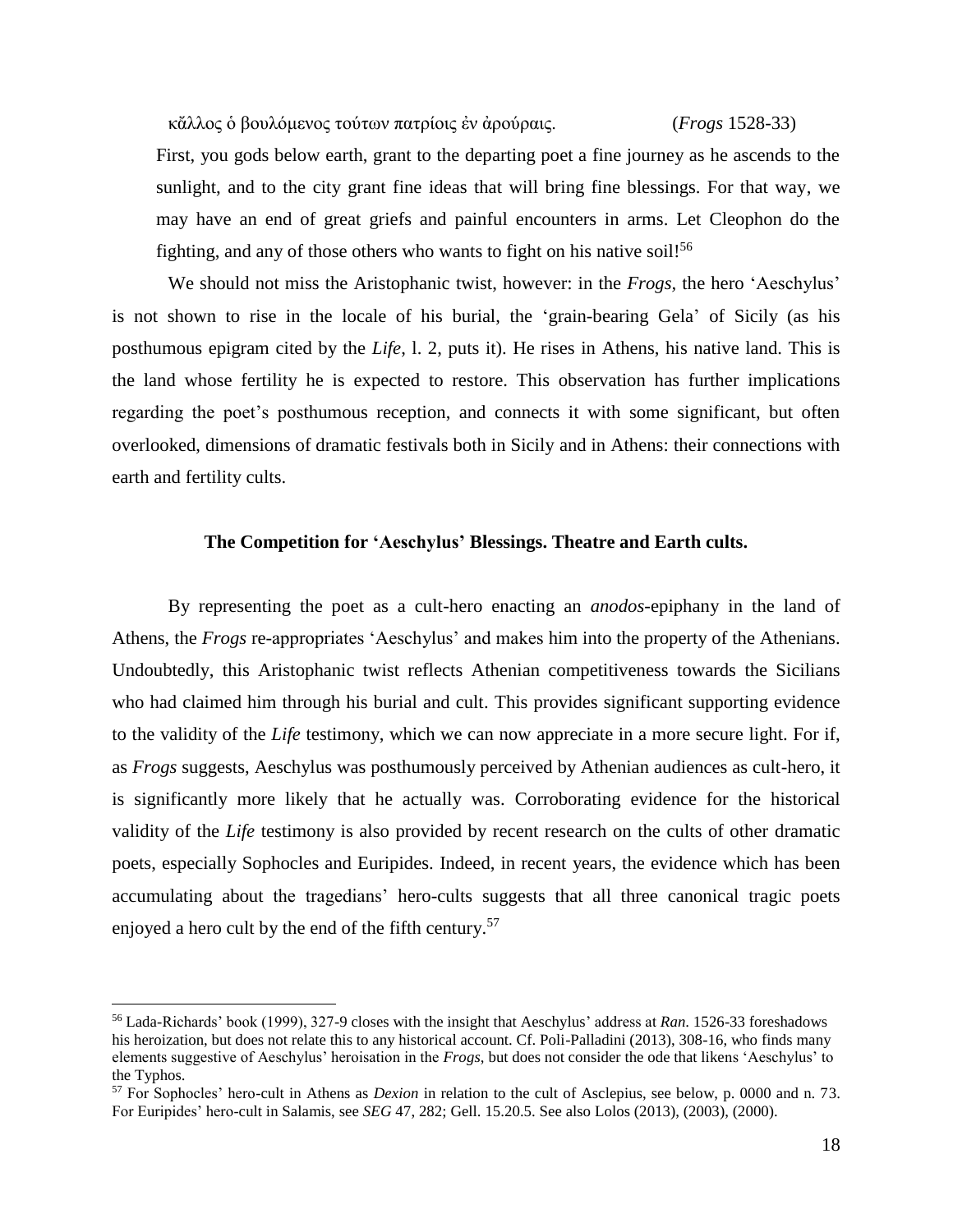κἄλλος ὁ βουλόμενος τούτων πατρίοις ἐν ἀρούραις. (*Frogs* 1528-33)

> First, you gods below earth, grant to the departing poet a fine journey as he ascends to the sunlight, and to the city grant fine ideas that will bring fine blessings. For that way, we may have an end of great griefs and painful encounters in arms. Let Cleophon do the fighting, and any of those others who wants to fight on his native soil![56]

We should not miss the Aristophanic twist, however: in the *Frogs*, the hero 'Aeschylus' is not shown to rise in the locale of his burial, the 'grain-bearing Gela' of Sicily (as his posthumous epigram cited by the *Life*, l. 2, puts it). He rises in Athens, his native land. This is the land whose fertility he is expected to restore. This observation has further implications regarding the poet's posthumous reception, and connects it with some significant, but often overlooked, dimensions of dramatic festivals both in Sicily and in Athens: their connections with earth and fertility cults.

### The Competition for 'Aeschylus' Blessings. Theatre and Earth cults.

By representing the poet as a cult-hero enacting an *anodos*-epiphany in the land of Athens, the *Frogs* re-appropriates 'Aeschylus' and makes him into the property of the Athenians. Undoubtedly, this Aristophanic twist reflects Athenian competitiveness towards the Sicilians who had claimed him through his burial and cult. This provides significant supporting evidence to the validity of the *Life* testimony, which we can now appreciate in a more secure light. For if, as *Frogs* suggests, Aeschylus was posthumously perceived by Athenian audiences as cult-hero, it is significantly more likely that he actually was. Corroborating evidence for the historical validity of the *Life* testimony is also provided by recent research on the cults of other dramatic poets, especially Sophocles and Euripides. Indeed, in recent years, the evidence which has been accumulating about the tragedians' hero-cults suggests that all three canonical tragic poets enjoyed a hero cult by the end of the fifth century.[57]

---

[56] Lada-Richards' book (1999), 327-9 closes with the insight that Aeschylus' address at *Ran*. 1526-33 foreshadows his heroization, but does not relate this to any historical account. Cf. Poli-Palladini (2013), 308-16, who finds many elements suggestive of Aeschylus' heroisation in the *Frogs*, but does not consider the ode that likens 'Aeschylus' to the Typhos.

[57] For Sophocles' hero-cult in Athens as *Dexion* in relation to the cult of Asclepius, see below, p. 0000 and n. 73. For Euripides' hero-cult in Salamis, see *SEG* 47, 282; Gell. 15.20.5. See also Lolos (2013), (2003), (2000).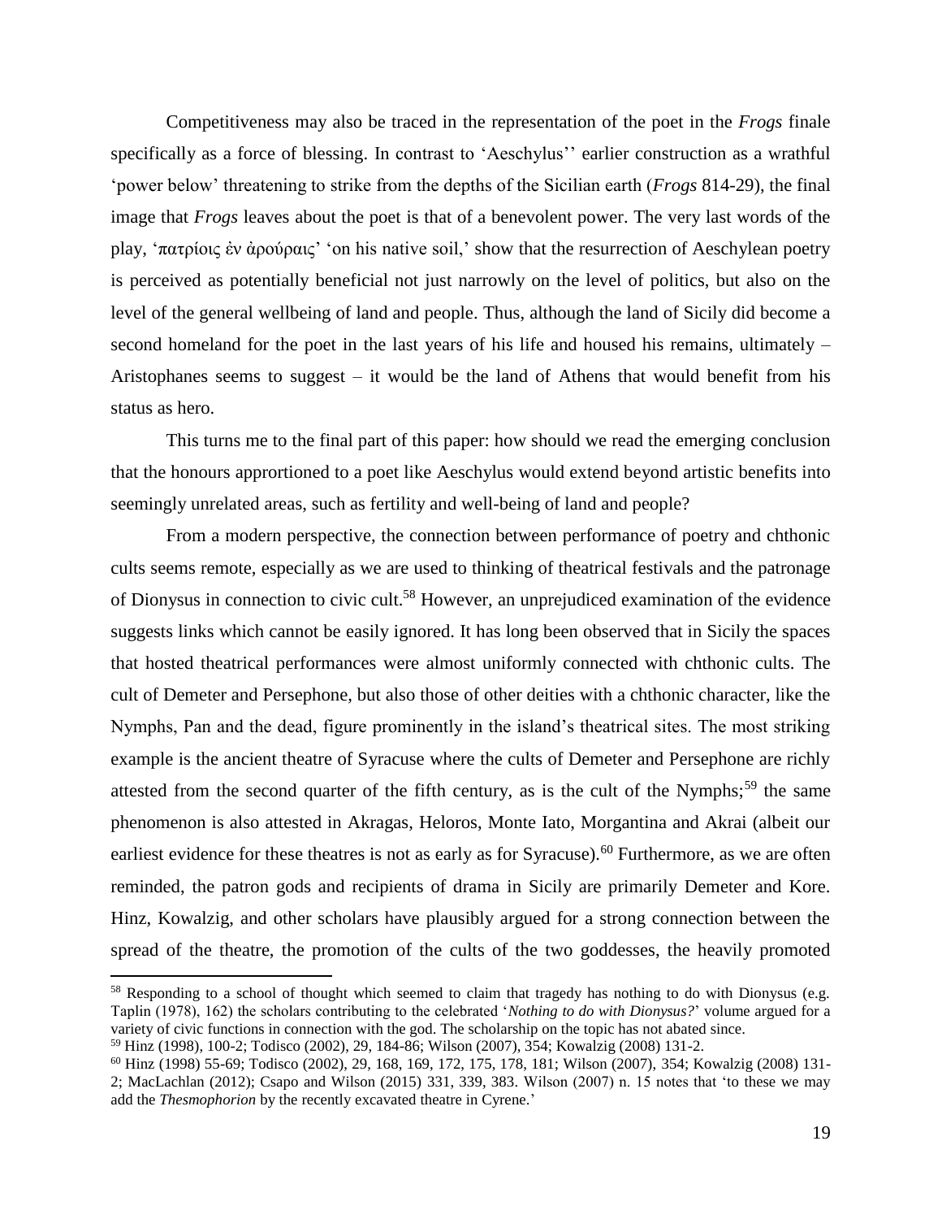Competitiveness may also be traced in the representation of the poet in the *Frogs* finale specifically as a force of blessing. In contrast to 'Aeschylus'' earlier construction as a wrathful 'power below' threatening to strike from the depths of the Sicilian earth (*Frogs* 814-29), the final image that *Frogs* leaves about the poet is that of a benevolent power. The very last words of the play, 'πατρίοις ἐν ἀρούραις' 'on his native soil,' show that the resurrection of Aeschylean poetry is perceived as potentially beneficial not just narrowly on the level of politics, but also on the level of the general wellbeing of land and people. Thus, although the land of Sicily did become a second homeland for the poet in the last years of his life and housed his remains, ultimately – Aristophanes seems to suggest – it would be the land of Athens that would benefit from his status as hero.

This turns me to the final part of this paper: how should we read the emerging conclusion that the honours apprortioned to a poet like Aeschylus would extend beyond artistic benefits into seemingly unrelated areas, such as fertility and well-being of land and people?

From a modern perspective, the connection between performance of poetry and chthonic cults seems remote, especially as we are used to thinking of theatrical festivals and the patronage of Dionysus in connection to civic cult.[58] However, an unprejudiced examination of the evidence suggests links which cannot be easily ignored. It has long been observed that in Sicily the spaces that hosted theatrical performances were almost uniformly connected with chthonic cults. The cult of Demeter and Persephone, but also those of other deities with a chthonic character, like the Nymphs, Pan and the dead, figure prominently in the island's theatrical sites. The most striking example is the ancient theatre of Syracuse where the cults of Demeter and Persephone are richly attested from the second quarter of the fifth century, as is the cult of the Nymphs;[59] the same phenomenon is also attested in Akragas, Heloros, Monte Iato, Morgantina and Akrai (albeit our earliest evidence for these theatres is not as early as for Syracuse).[60] Furthermore, as we are often reminded, the patron gods and recipients of drama in Sicily are primarily Demeter and Kore. Hinz, Kowalzig, and other scholars have plausibly argued for a strong connection between the spread of the theatre, the promotion of the cults of the two goddesses, the heavily promoted

---

[58] Responding to a school of thought which seemed to claim that tragedy has nothing to do with Dionysus (e.g. Taplin (1978), 162) the scholars contributing to the celebrated '*Nothing to do with Dionysus?*' volume argued for a variety of civic functions in connection with the god. The scholarship on the topic has not abated since.

[59] Hinz (1998), 100-2; Todisco (2002), 29, 184-86; Wilson (2007), 354; Kowalzig (2008) 131-2.

[60] Hinz (1998) 55-69; Todisco (2002), 29, 168, 169, 172, 175, 178, 181; Wilson (2007), 354; Kowalzig (2008) 131-2; MacLachlan (2012); Csapo and Wilson (2015) 331, 339, 383. Wilson (2007) n. 15 notes that 'to these we may add the *Thesmophorion* by the recently excavated theatre in Cyrene.'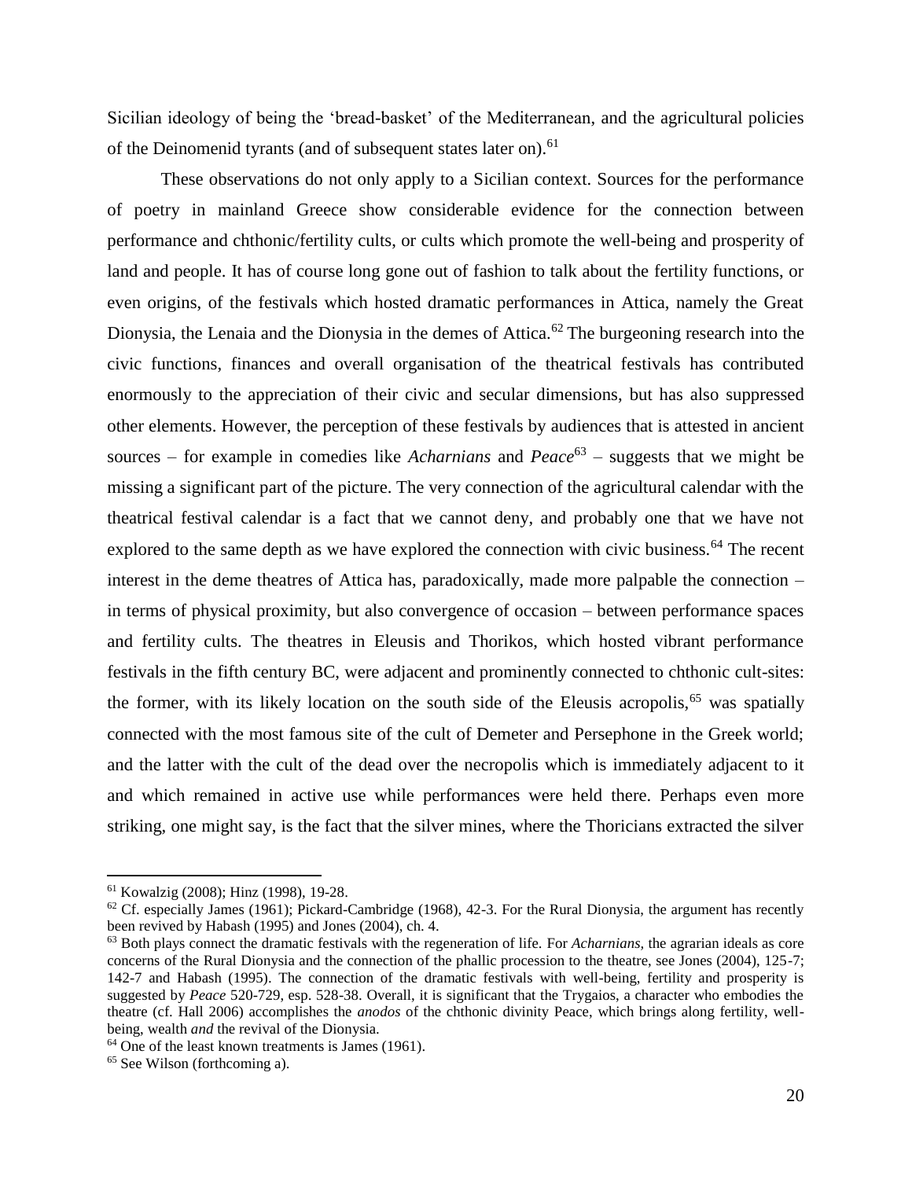Sicilian ideology of being the 'bread-basket' of the Mediterranean, and the agricultural policies of the Deinomenid tyrants (and of subsequent states later on).[61]

These observations do not only apply to a Sicilian context. Sources for the performance of poetry in mainland Greece show considerable evidence for the connection between performance and chthonic/fertility cults, or cults which promote the well-being and prosperity of land and people. It has of course long gone out of fashion to talk about the fertility functions, or even origins, of the festivals which hosted dramatic performances in Attica, namely the Great Dionysia, the Lenaia and the Dionysia in the demes of Attica.[62] The burgeoning research into the civic functions, finances and overall organisation of the theatrical festivals has contributed enormously to the appreciation of their civic and secular dimensions, but has also suppressed other elements. However, the perception of these festivals by audiences that is attested in ancient sources – for example in comedies like *Acharnians* and *Peace*[63] – suggests that we might be missing a significant part of the picture. The very connection of the agricultural calendar with the theatrical festival calendar is a fact that we cannot deny, and probably one that we have not explored to the same depth as we have explored the connection with civic business.[64] The recent interest in the deme theatres of Attica has, paradoxically, made more palpable the connection – in terms of physical proximity, but also convergence of occasion – between performance spaces and fertility cults. The theatres in Eleusis and Thorikos, which hosted vibrant performance festivals in the fifth century BC, were adjacent and prominently connected to chthonic cult-sites: the former, with its likely location on the south side of the Eleusis acropolis,[65] was spatially connected with the most famous site of the cult of Demeter and Persephone in the Greek world; and the latter with the cult of the dead over the necropolis which is immediately adjacent to it and which remained in active use while performances were held there. Perhaps even more striking, one might say, is the fact that the silver mines, where the Thoricians extracted the silver

---

[61] Kowalzig (2008); Hinz (1998), 19-28.

[62] Cf. especially James (1961); Pickard-Cambridge (1968), 42-3. For the Rural Dionysia, the argument has recently been revived by Habash (1995) and Jones (2004), ch. 4.

[63] Both plays connect the dramatic festivals with the regeneration of life. For *Acharnians*, the agrarian ideals as core concerns of the Rural Dionysia and the connection of the phallic procession to the theatre, see Jones (2004), 125-7; 142-7 and Habash (1995). The connection of the dramatic festivals with well-being, fertility and prosperity is suggested by *Peace* 520-729, esp. 528-38. Overall, it is significant that the Trygaios, a character who embodies the theatre (cf. Hall 2006) accomplishes the *anodos* of the chthonic divinity Peace, which brings along fertility, well-being, wealth *and* the revival of the Dionysia.

[64] One of the least known treatments is James (1961).

[65] See Wilson (forthcoming a).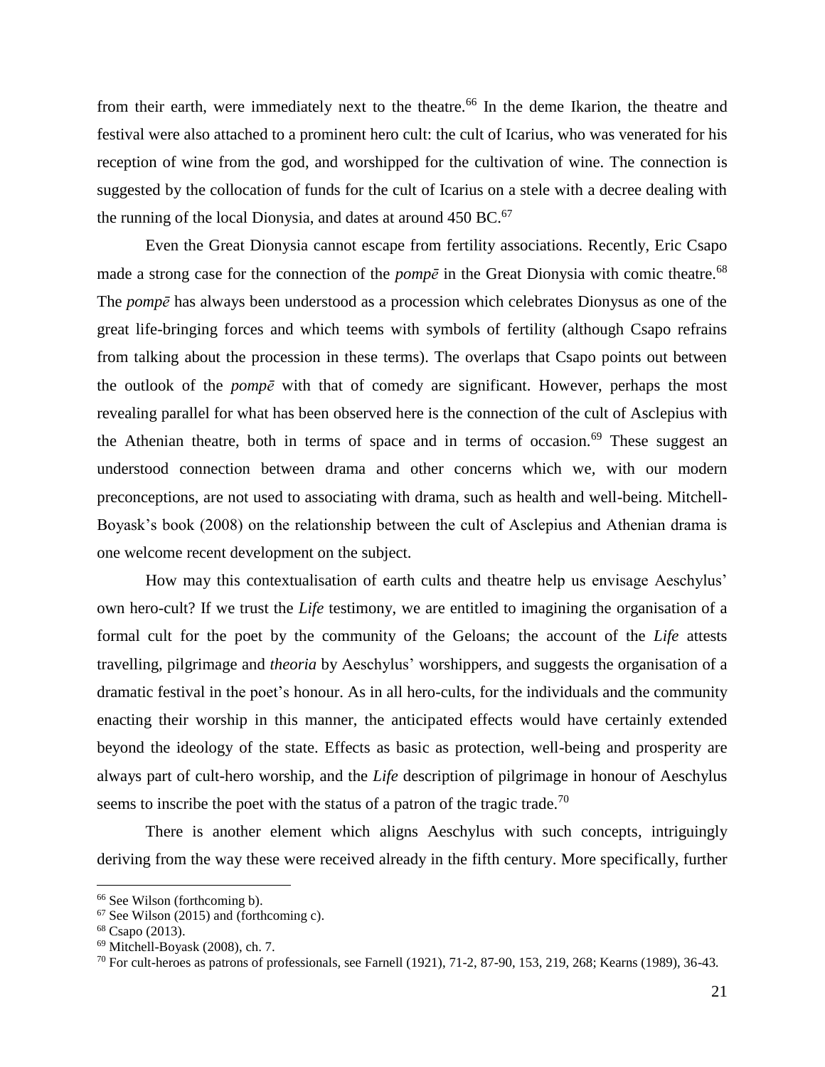from their earth, were immediately next to the theatre.[66] In the deme Ikarion, the theatre and festival were also attached to a prominent hero cult: the cult of Icarius, who was venerated for his reception of wine from the god, and worshipped for the cultivation of wine. The connection is suggested by the collocation of funds for the cult of Icarius on a stele with a decree dealing with the running of the local Dionysia, and dates at around 450 BC.[67]

Even the Great Dionysia cannot escape from fertility associations. Recently, Eric Csapo made a strong case for the connection of the *pompē* in the Great Dionysia with comic theatre.[68] The *pompē* has always been understood as a procession which celebrates Dionysus as one of the great life-bringing forces and which teems with symbols of fertility (although Csapo refrains from talking about the procession in these terms). The overlaps that Csapo points out between the outlook of the *pompē* with that of comedy are significant. However, perhaps the most revealing parallel for what has been observed here is the connection of the cult of Asclepius with the Athenian theatre, both in terms of space and in terms of occasion.[69] These suggest an understood connection between drama and other concerns which we, with our modern preconceptions, are not used to associating with drama, such as health and well-being. Mitchell-Boyask's book (2008) on the relationship between the cult of Asclepius and Athenian drama is one welcome recent development on the subject.

How may this contextualisation of earth cults and theatre help us envisage Aeschylus' own hero-cult? If we trust the *Life* testimony, we are entitled to imagining the organisation of a formal cult for the poet by the community of the Geloans; the account of the *Life* attests travelling, pilgrimage and *theoria* by Aeschylus' worshippers, and suggests the organisation of a dramatic festival in the poet's honour. As in all hero-cults, for the individuals and the community enacting their worship in this manner, the anticipated effects would have certainly extended beyond the ideology of the state. Effects as basic as protection, well-being and prosperity are always part of cult-hero worship, and the *Life* description of pilgrimage in honour of Aeschylus seems to inscribe the poet with the status of a patron of the tragic trade.[70]

There is another element which aligns Aeschylus with such concepts, intriguingly deriving from the way these were received already in the fifth century. More specifically, further

---

[66] See Wilson (forthcoming b).

[67] See Wilson (2015) and (forthcoming c).

[68] Csapo (2013).

[69] Mitchell-Boyask (2008), ch. 7.

[70] For cult-heroes as patrons of professionals, see Farnell (1921), 71-2, 87-90, 153, 219, 268; Kearns (1989), 36-43.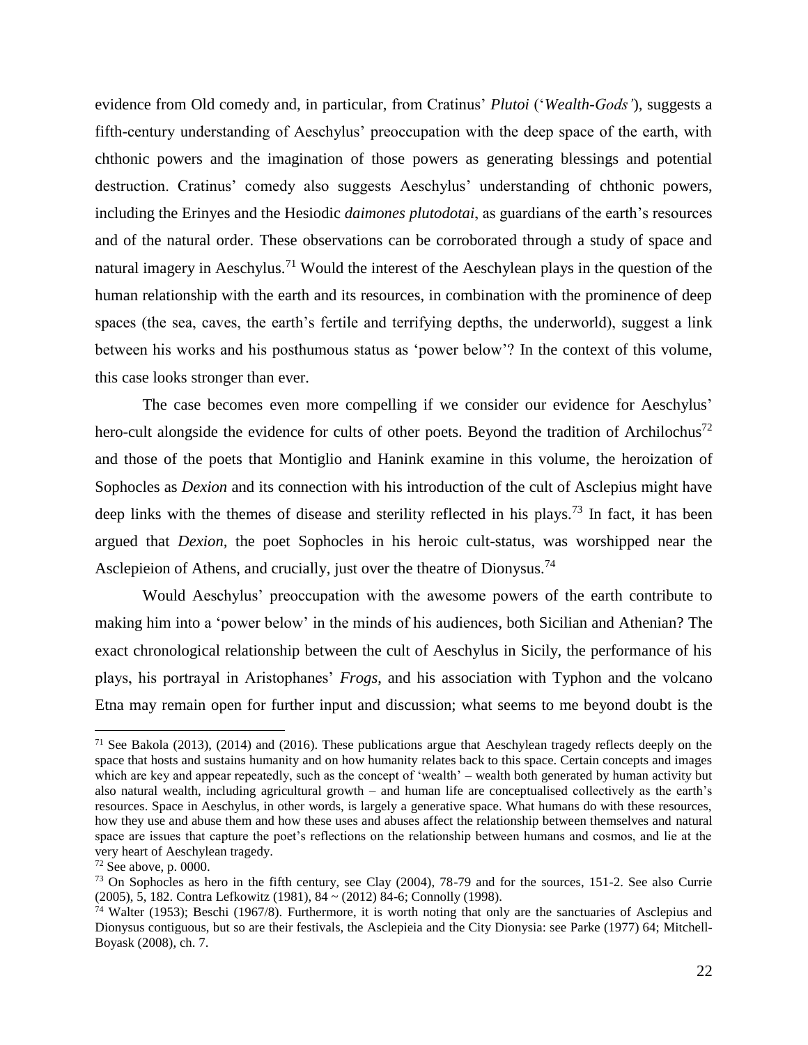evidence from Old comedy and, in particular, from Cratinus' *Plutoi* ('*Wealth-Gods'*), suggests a fifth-century understanding of Aeschylus' preoccupation with the deep space of the earth, with chthonic powers and the imagination of those powers as generating blessings and potential destruction. Cratinus' comedy also suggests Aeschylus' understanding of chthonic powers, including the Erinyes and the Hesiodic *daimones plutodotai*, as guardians of the earth's resources and of the natural order. These observations can be corroborated through a study of space and natural imagery in Aeschylus.[71] Would the interest of the Aeschylean plays in the question of the human relationship with the earth and its resources, in combination with the prominence of deep spaces (the sea, caves, the earth's fertile and terrifying depths, the underworld), suggest a link between his works and his posthumous status as 'power below'? In the context of this volume, this case looks stronger than ever.

The case becomes even more compelling if we consider our evidence for Aeschylus' hero-cult alongside the evidence for cults of other poets. Beyond the tradition of Archilochus[72] and those of the poets that Montiglio and Hanink examine in this volume, the heroization of Sophocles as *Dexion* and its connection with his introduction of the cult of Asclepius might have deep links with the themes of disease and sterility reflected in his plays.[73] In fact, it has been argued that *Dexion,* the poet Sophocles in his heroic cult-status, was worshipped near the Asclepieion of Athens, and crucially, just over the theatre of Dionysus.[74]

Would Aeschylus' preoccupation with the awesome powers of the earth contribute to making him into a 'power below' in the minds of his audiences, both Sicilian and Athenian? The exact chronological relationship between the cult of Aeschylus in Sicily, the performance of his plays, his portrayal in Aristophanes' *Frogs*, and his association with Typhon and the volcano Etna may remain open for further input and discussion; what seems to me beyond doubt is the

---

[71] See Bakola (2013), (2014) and (2016). These publications argue that Aeschylean tragedy reflects deeply on the space that hosts and sustains humanity and on how humanity relates back to this space. Certain concepts and images which are key and appear repeatedly, such as the concept of 'wealth' – wealth both generated by human activity but also natural wealth, including agricultural growth – and human life are conceptualised collectively as the earth's resources. Space in Aeschylus, in other words, is largely a generative space. What humans do with these resources, how they use and abuse them and how these uses and abuses affect the relationship between themselves and natural space are issues that capture the poet's reflections on the relationship between humans and cosmos, and lie at the very heart of Aeschylean tragedy.

[72] See above, p. 0000.

[73] On Sophocles as hero in the fifth century, see Clay (2004), 78-79 and for the sources, 151-2. See also Currie (2005), 5, 182. Contra Lefkowitz (1981), 84 ~ (2012) 84-6; Connolly (1998).

[74] Walter (1953); Beschi (1967/8). Furthermore, it is worth noting that only are the sanctuaries of Asclepius and Dionysus contiguous, but so are their festivals, the Asclepieia and the City Dionysia: see Parke (1977) 64; Mitchell-Boyask (2008), ch. 7.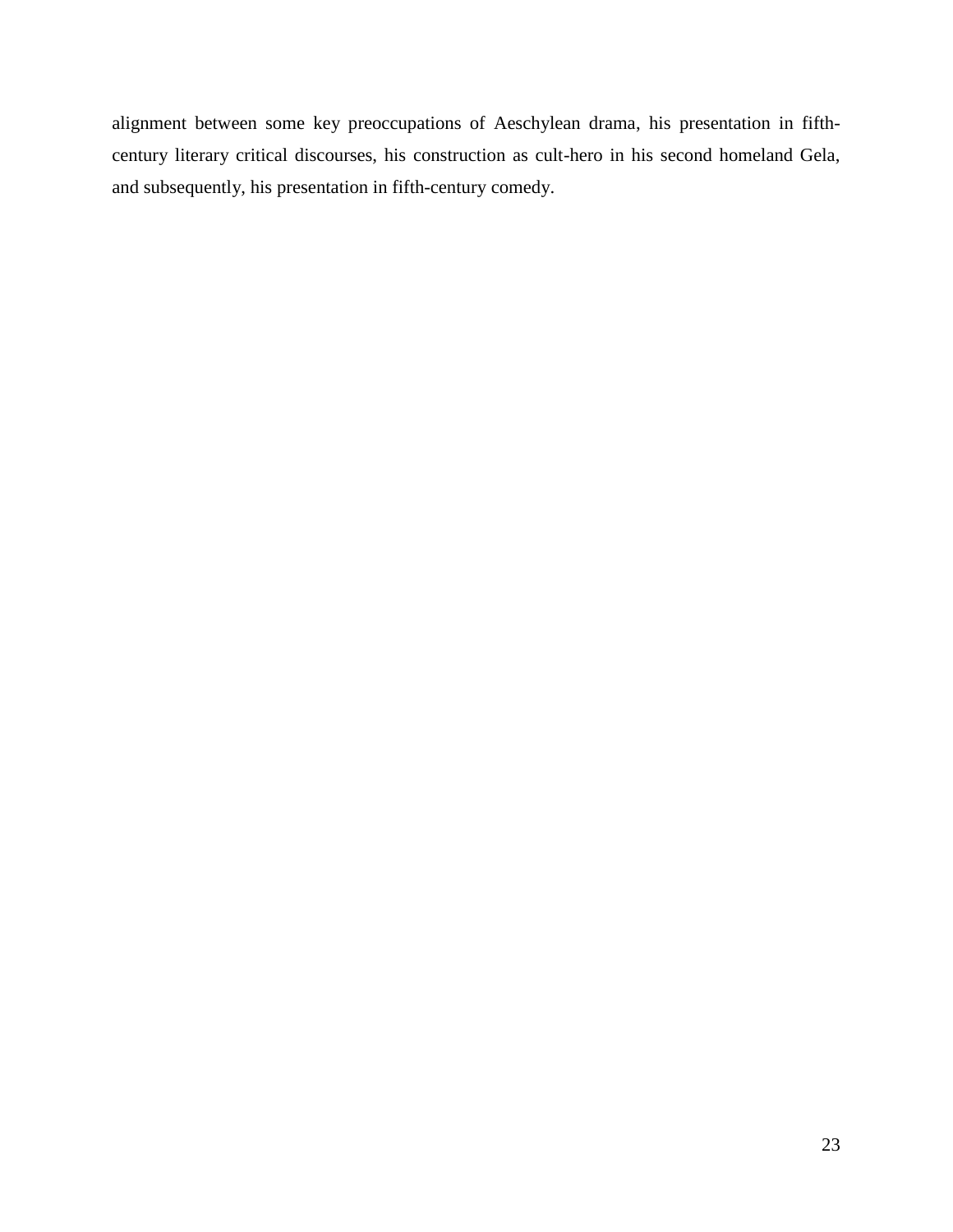alignment between some key preoccupations of Aeschylean drama, his presentation in fifth-century literary critical discourses, his construction as cult-hero in his second homeland Gela, and subsequently, his presentation in fifth-century comedy.